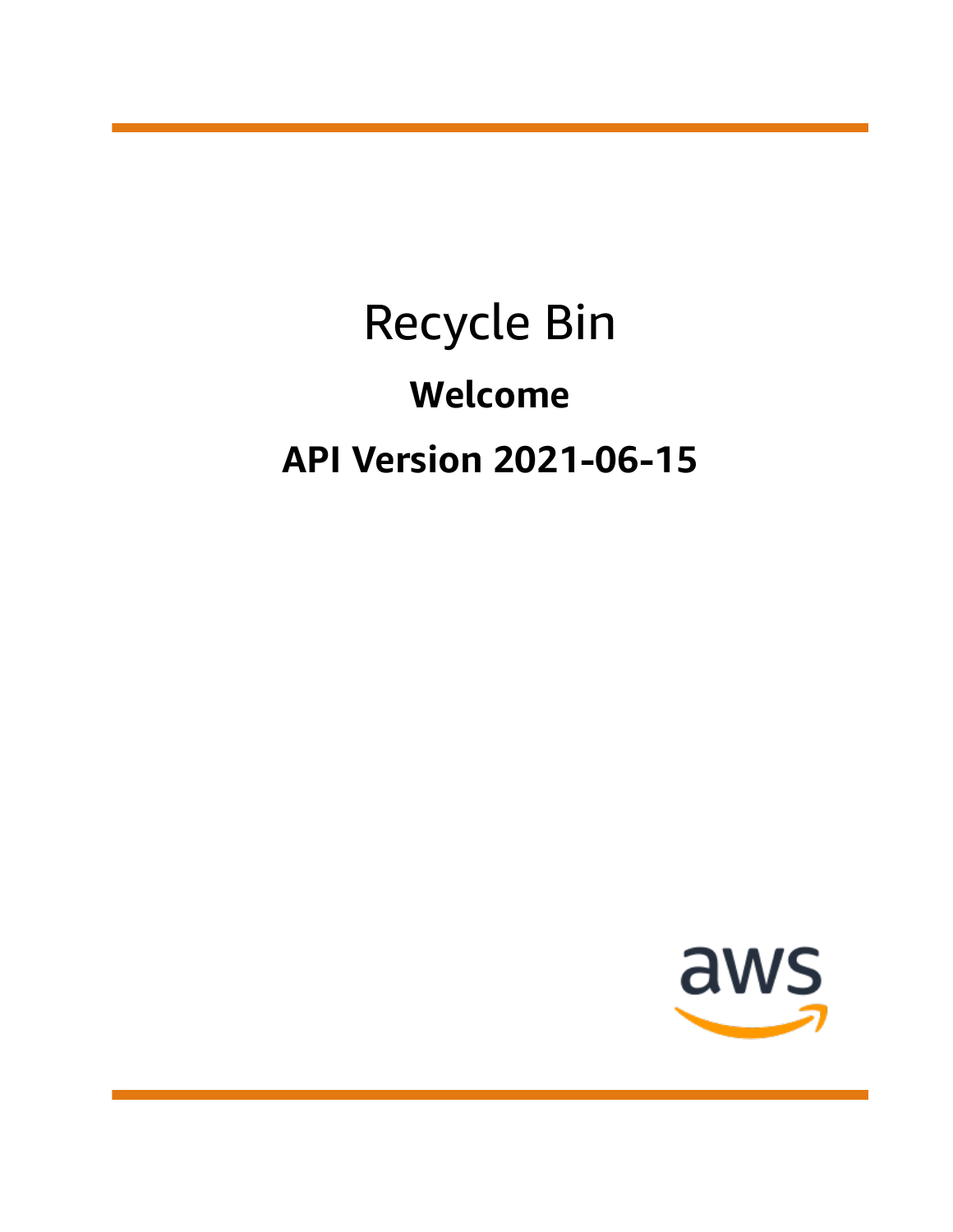# Recycle Bin

## Welcome

## API Version 2021-06-15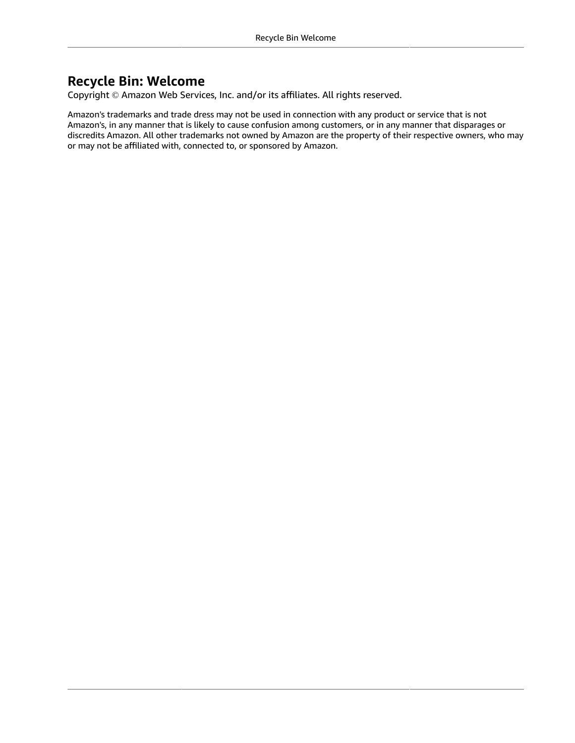# Recycle Bin: Welcome

Copyright © Amazon Web Services, Inc. and/or its affiliates. All rights reserved.

Amazon's trademarks and trade dress may not be used in connection with any product or service that is not Amazon's, in any manner that is likely to cause confusion among customers, or in any manner that disparages or discredits Amazon. All other trademarks not owned by Amazon are the property of their respective owners, who may or may not be affiliated with, connected to, or sponsored by Amazon.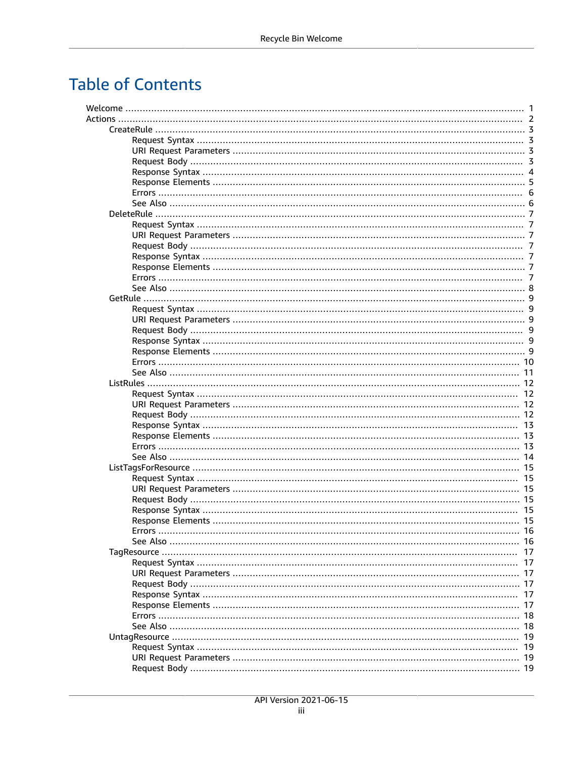# Table of Contents

- Welcome ... 1
- Actions ... 2
  - CreateRule ... 3
    - Request Syntax ... 3
    - URI Request Parameters ... 3
    - Request Body ... 3
    - Response Syntax ... 4
    - Response Elements ... 5
    - Errors ... 6
    - See Also ... 6
  - DeleteRule ... 7
    - Request Syntax ... 7
    - URI Request Parameters ... 7
    - Request Body ... 7
    - Response Syntax ... 7
    - Response Elements ... 7
    - Errors ... 7
    - See Also ... 8
  - GetRule ... 9
    - Request Syntax ... 9
    - URI Request Parameters ... 9
    - Request Body ... 9
    - Response Syntax ... 9
    - Response Elements ... 9
    - Errors ... 10
    - See Also ... 11
  - ListRules ... 12
    - Request Syntax ... 12
    - URI Request Parameters ... 12
    - Request Body ... 12
    - Response Syntax ... 13
    - Response Elements ... 13
    - Errors ... 13
    - See Also ... 14
  - ListTagsForResource ... 15
    - Request Syntax ... 15
    - URI Request Parameters ... 15
    - Request Body ... 15
    - Response Syntax ... 15
    - Response Elements ... 15
    - Errors ... 16
    - See Also ... 16
  - TagResource ... 17
    - Request Syntax ... 17
    - URI Request Parameters ... 17
    - Request Body ... 17
    - Response Syntax ... 17
    - Response Elements ... 17
    - Errors ... 18
    - See Also ... 18
  - UntagResource ... 19
    - Request Syntax ... 19
    - URI Request Parameters ... 19
    - Request Body ... 19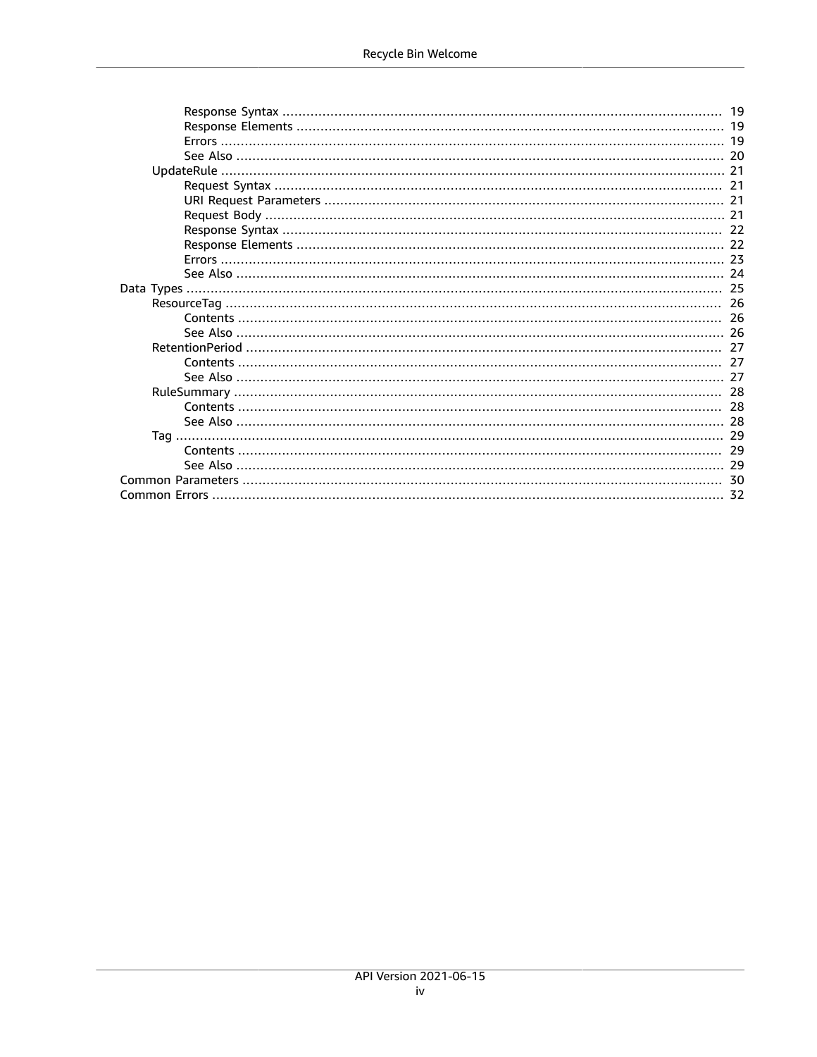- Response Syntax ..... 19
- Response Elements ..... 19
- Errors ..... 19
- See Also ..... 20

UpdateRule ..... 21

- Request Syntax ..... 21
- URI Request Parameters ..... 21
- Request Body ..... 21
- Response Syntax ..... 22
- Response Elements ..... 22
- Errors ..... 23
- See Also ..... 24

Data Types ..... 25

- ResourceTag ..... 26
  - Contents ..... 26
  - See Also ..... 26
- RetentionPeriod ..... 27
  - Contents ..... 27
  - See Also ..... 27
- RuleSummary ..... 28
  - Contents ..... 28
  - See Also ..... 28
- Tag ..... 29
  - Contents ..... 29
  - See Also ..... 29

Common Parameters ..... 30

Common Errors ..... 32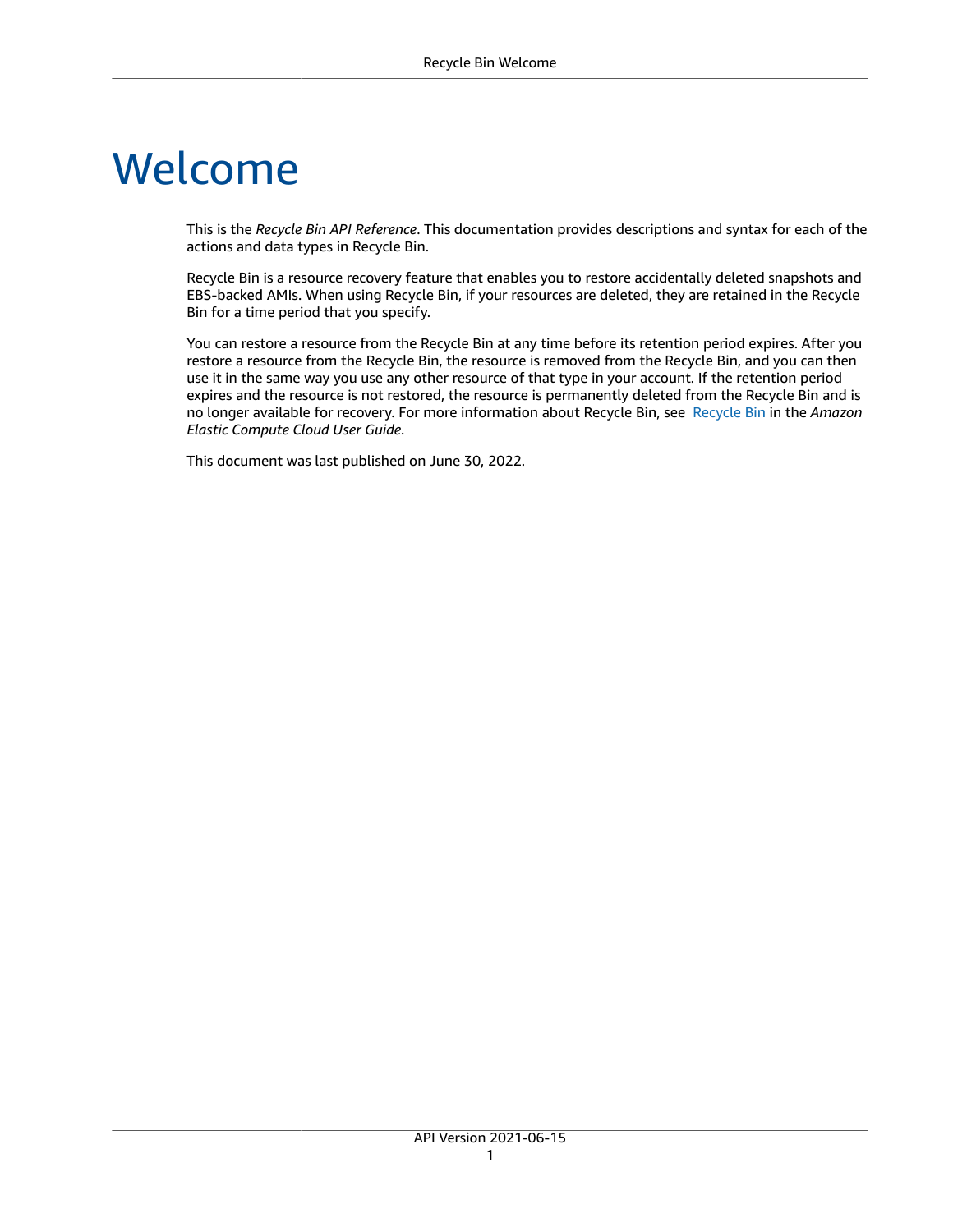# Welcome

This is the *Recycle Bin API Reference*. This documentation provides descriptions and syntax for each of the actions and data types in Recycle Bin.

Recycle Bin is a resource recovery feature that enables you to restore accidentally deleted snapshots and EBS-backed AMIs. When using Recycle Bin, if your resources are deleted, they are retained in the Recycle Bin for a time period that you specify.

You can restore a resource from the Recycle Bin at any time before its retention period expires. After you restore a resource from the Recycle Bin, the resource is removed from the Recycle Bin, and you can then use it in the same way you use any other resource of that type in your account. If the retention period expires and the resource is not restored, the resource is permanently deleted from the Recycle Bin and is no longer available for recovery. For more information about Recycle Bin, see Recycle Bin in the *Amazon Elastic Compute Cloud User Guide*.

This document was last published on June 30, 2022.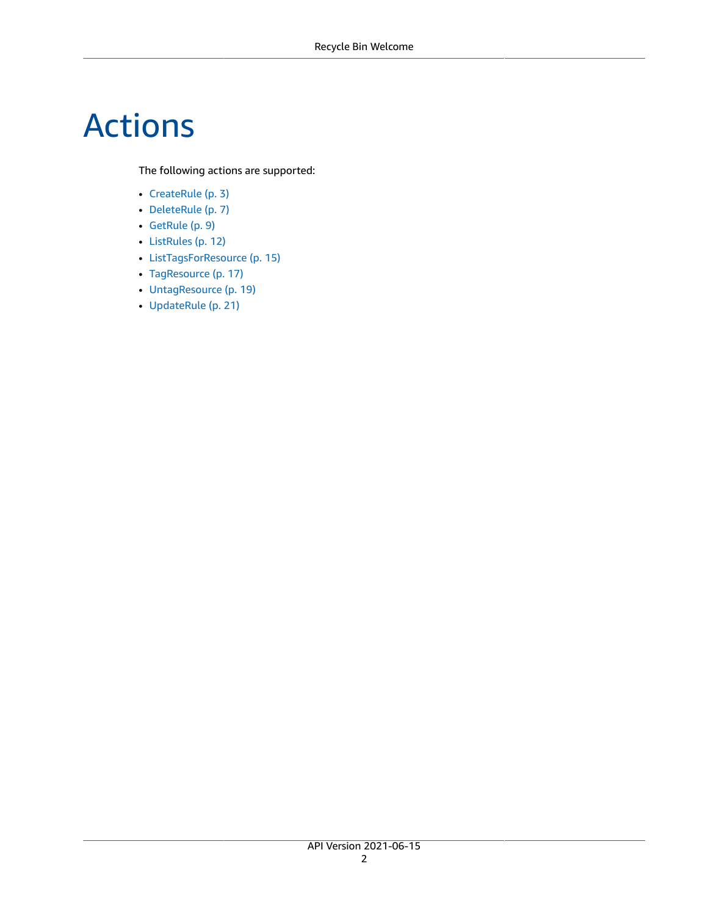# Actions

The following actions are supported:

- CreateRule (p. 3)
- DeleteRule (p. 7)
- GetRule (p. 9)
- ListRules (p. 12)
- ListTagsForResource (p. 15)
- TagResource (p. 17)
- UntagResource (p. 19)
- UpdateRule (p. 21)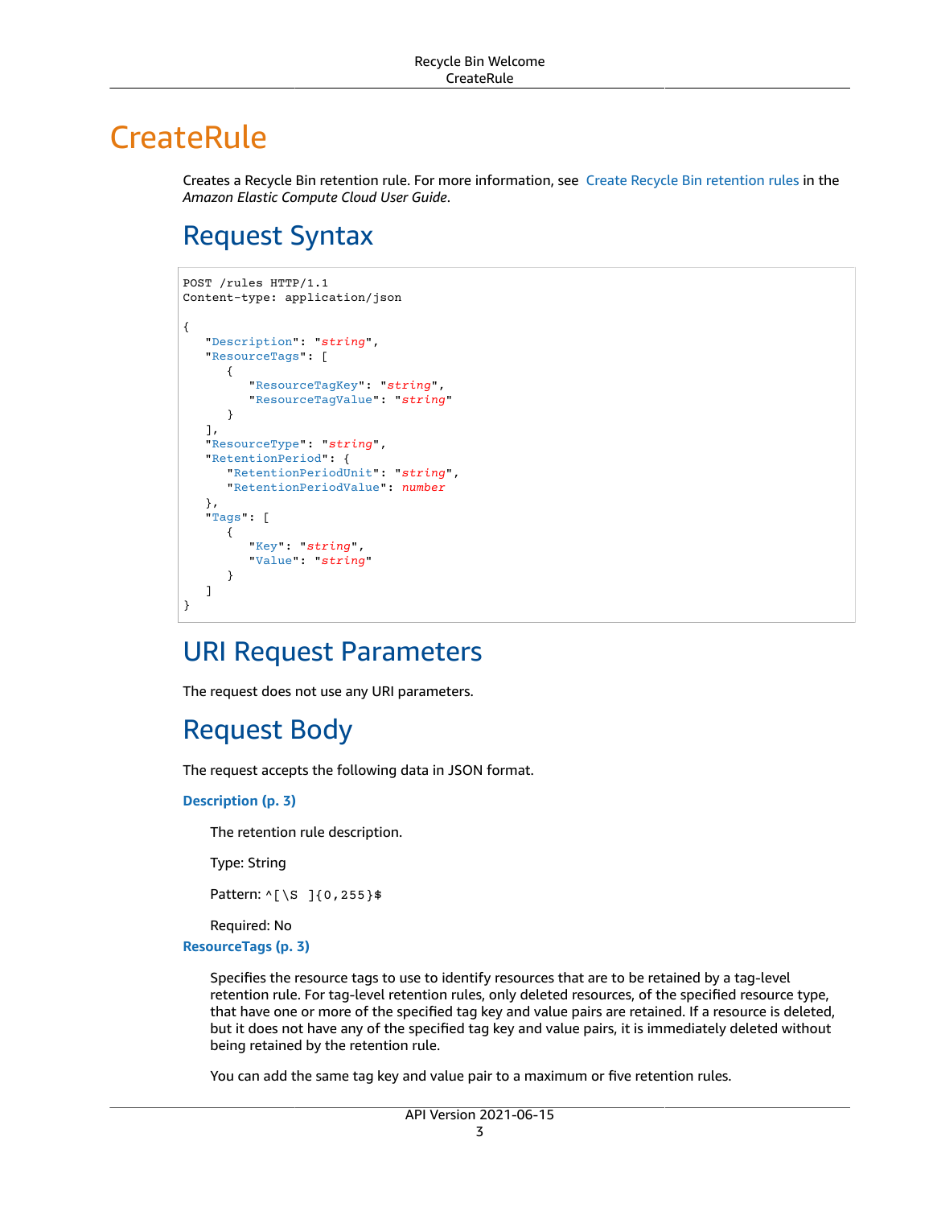# CreateRule

Creates a Recycle Bin retention rule. For more information, see Create Recycle Bin retention rules in the *Amazon Elastic Compute Cloud User Guide*.

## Request Syntax

```
POST /rules HTTP/1.1
Content-type: application/json

{
   "Description": "string",
   "ResourceTags": [
      {
         "ResourceTagKey": "string",
         "ResourceTagValue": "string"
      }
   ],
   "ResourceType": "string",
   "RetentionPeriod": {
      "RetentionPeriodUnit": "string",
      "RetentionPeriodValue": number
   },
   "Tags": [
      {
         "Key": "string",
         "Value": "string"
      }
   ]
}
```

## URI Request Parameters

The request does not use any URI parameters.

## Request Body

The request accepts the following data in JSON format.

**Description (p. 3)**

The retention rule description.

Type: String

Pattern: `^[\S ]{0,255}$`

Required: No

**ResourceTags (p. 3)**

Specifies the resource tags to use to identify resources that are to be retained by a tag-level retention rule. For tag-level retention rules, only deleted resources, of the specified resource type, that have one or more of the specified tag key and value pairs are retained. If a resource is deleted, but it does not have any of the specified tag key and value pairs, it is immediately deleted without being retained by the retention rule.

You can add the same tag key and value pair to a maximum or five retention rules.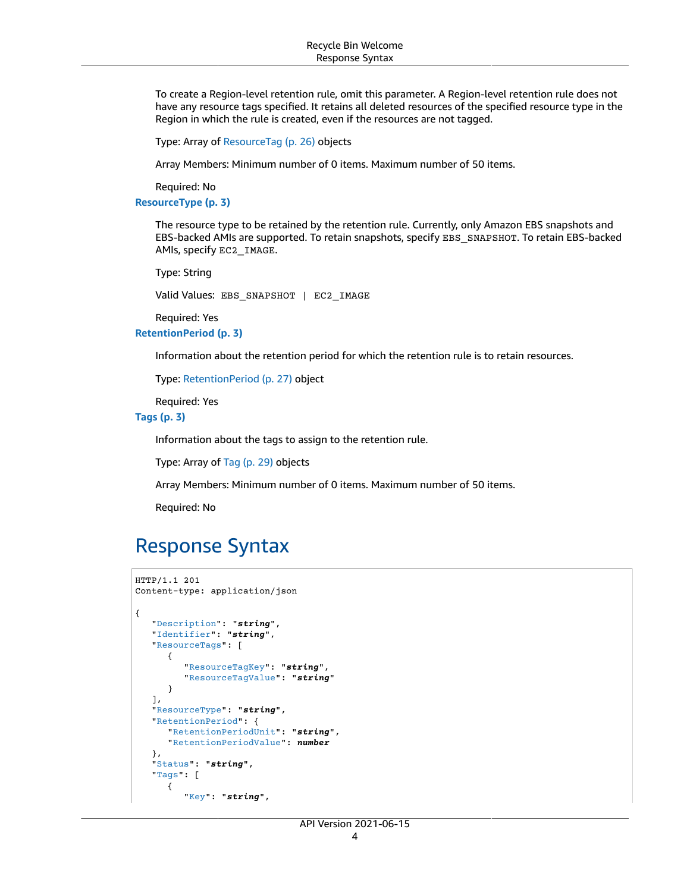To create a Region-level retention rule, omit this parameter. A Region-level retention rule does not have any resource tags specified. It retains all deleted resources of the specified resource type in the Region in which the rule is created, even if the resources are not tagged.

Type: Array of ResourceTag (p. 26) objects

Array Members: Minimum number of 0 items. Maximum number of 50 items.

Required: No

**ResourceType (p. 3)**

The resource type to be retained by the retention rule. Currently, only Amazon EBS snapshots and EBS-backed AMIs are supported. To retain snapshots, specify `EBS_SNAPSHOT`. To retain EBS-backed AMIs, specify `EC2_IMAGE`.

Type: String

Valid Values: `EBS_SNAPSHOT | EC2_IMAGE`

Required: Yes

**RetentionPeriod (p. 3)**

Information about the retention period for which the retention rule is to retain resources.

Type: RetentionPeriod (p. 27) object

Required: Yes

**Tags (p. 3)**

Information about the tags to assign to the retention rule.

Type: Array of Tag (p. 29) objects

Array Members: Minimum number of 0 items. Maximum number of 50 items.

Required: No

## Response Syntax

```
HTTP/1.1 201
Content-type: application/json

{
   "Description": "string",
   "Identifier": "string",
   "ResourceTags": [
      {
         "ResourceTagKey": "string",
         "ResourceTagValue": "string"
      }
   ],
   "ResourceType": "string",
   "RetentionPeriod": {
      "RetentionPeriodUnit": "string",
      "RetentionPeriodValue": number
   },
   "Status": "string",
   "Tags": [
      {
         "Key": "string",
```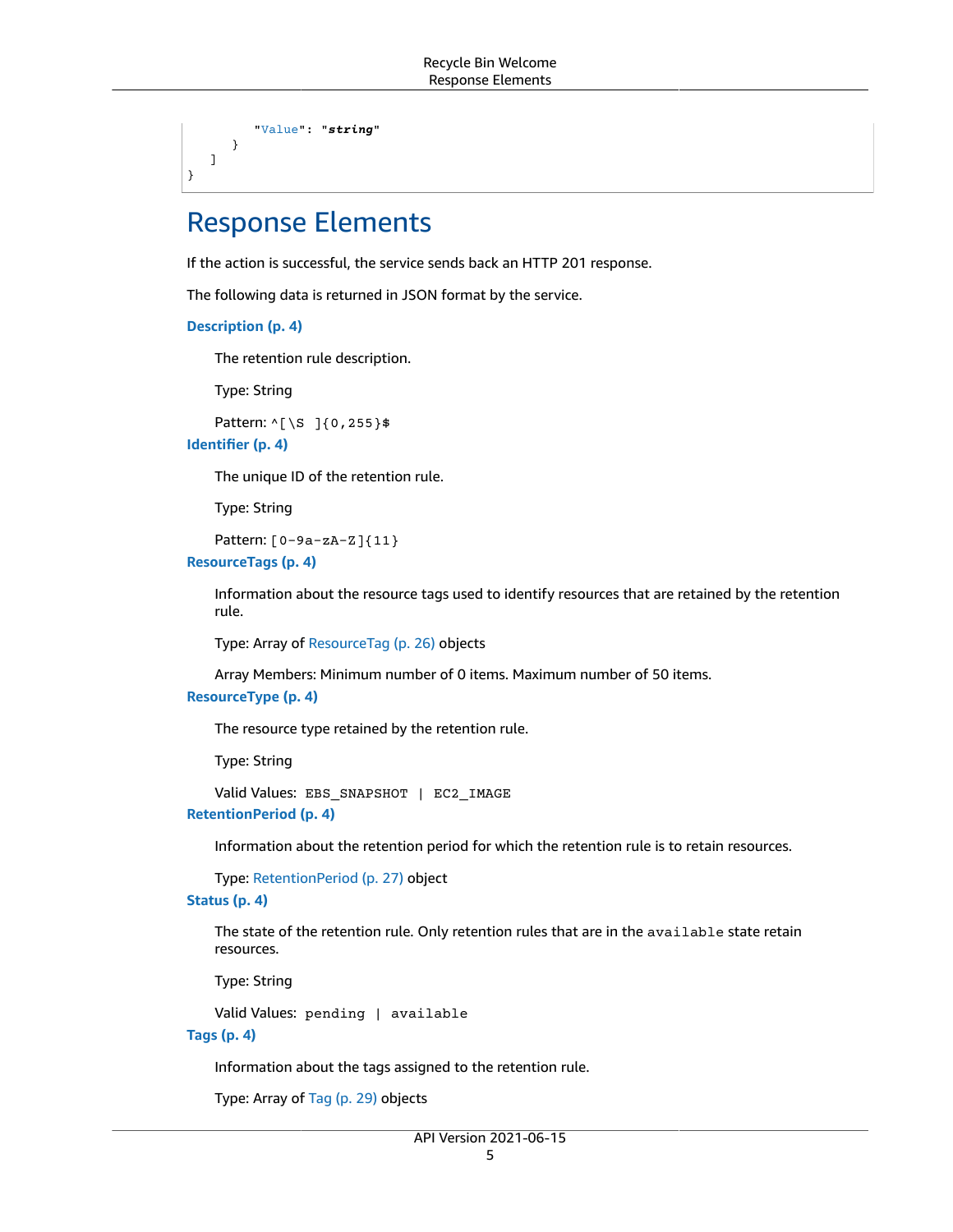```
            "Value": "string"
        }
    ]
}
```

## Response Elements

If the action is successful, the service sends back an HTTP 201 response.

The following data is returned in JSON format by the service.

**Description (p. 4)**

The retention rule description.

Type: String

Pattern: `^[\S ]{0,255}$`

**Identifier (p. 4)**

The unique ID of the retention rule.

Type: String

Pattern: `[0-9a-zA-Z]{11}`

**ResourceTags (p. 4)**

Information about the resource tags used to identify resources that are retained by the retention rule.

Type: Array of ResourceTag (p. 26) objects

Array Members: Minimum number of 0 items. Maximum number of 50 items.

**ResourceType (p. 4)**

The resource type retained by the retention rule.

Type: String

Valid Values: `EBS_SNAPSHOT | EC2_IMAGE`

**RetentionPeriod (p. 4)**

Information about the retention period for which the retention rule is to retain resources.

Type: RetentionPeriod (p. 27) object

**Status (p. 4)**

The state of the retention rule. Only retention rules that are in the `available` state retain resources.

Type: String

Valid Values: `pending | available`

**Tags (p. 4)**

Information about the tags assigned to the retention rule.

Type: Array of Tag (p. 29) objects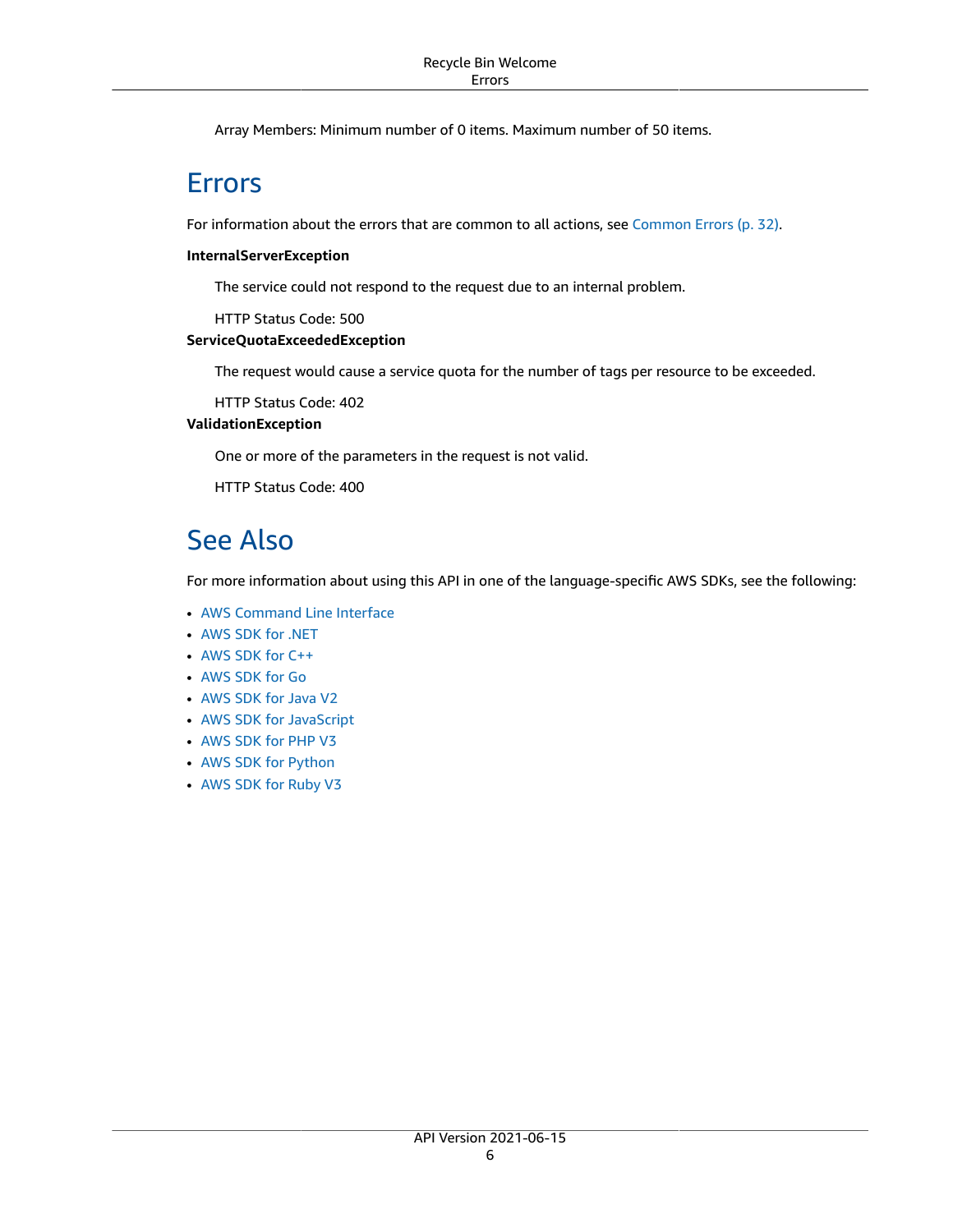Array Members: Minimum number of 0 items. Maximum number of 50 items.

## Errors

For information about the errors that are common to all actions, see Common Errors (p. 32).

**InternalServerException**

The service could not respond to the request due to an internal problem.

HTTP Status Code: 500

**ServiceQuotaExceededException**

The request would cause a service quota for the number of tags per resource to be exceeded.

HTTP Status Code: 402

**ValidationException**

One or more of the parameters in the request is not valid.

HTTP Status Code: 400

## See Also

For more information about using this API in one of the language-specific AWS SDKs, see the following:

- AWS Command Line Interface
- AWS SDK for .NET
- AWS SDK for C++
- AWS SDK for Go
- AWS SDK for Java V2
- AWS SDK for JavaScript
- AWS SDK for PHP V3
- AWS SDK for Python
- AWS SDK for Ruby V3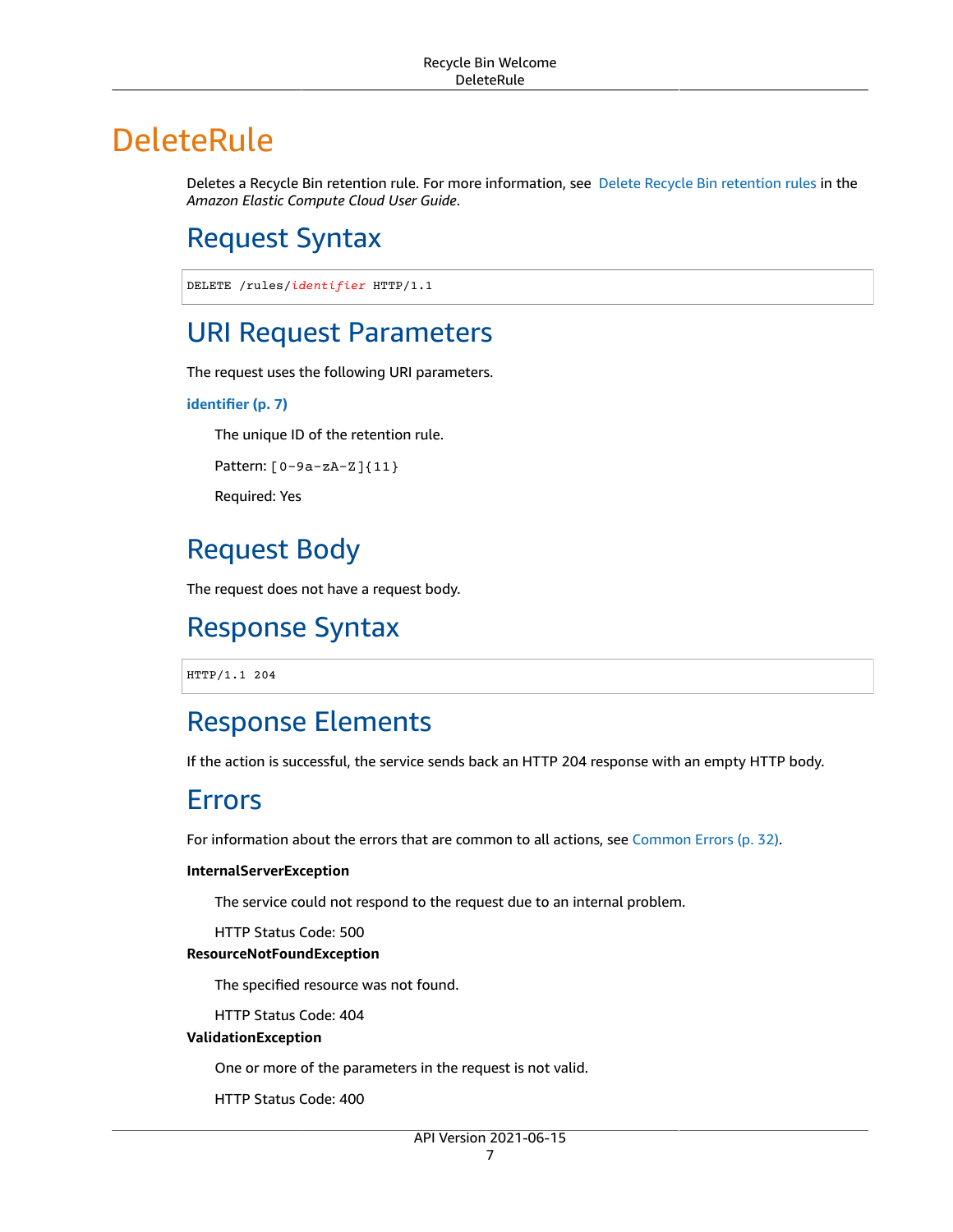# DeleteRule

Deletes a Recycle Bin retention rule. For more information, see Delete Recycle Bin retention rules in the *Amazon Elastic Compute Cloud User Guide*.

## Request Syntax

```
DELETE /rules/identifier HTTP/1.1
```

## URI Request Parameters

The request uses the following URI parameters.

**identifier (p. 7)**

The unique ID of the retention rule.

Pattern: `[0-9a-zA-Z]{11}`

Required: Yes

## Request Body

The request does not have a request body.

## Response Syntax

```
HTTP/1.1 204
```

## Response Elements

If the action is successful, the service sends back an HTTP 204 response with an empty HTTP body.

## Errors

For information about the errors that are common to all actions, see Common Errors (p. 32).

**InternalServerException**

The service could not respond to the request due to an internal problem.

HTTP Status Code: 500

**ResourceNotFoundException**

The specified resource was not found.

HTTP Status Code: 404

**ValidationException**

One or more of the parameters in the request is not valid.

HTTP Status Code: 400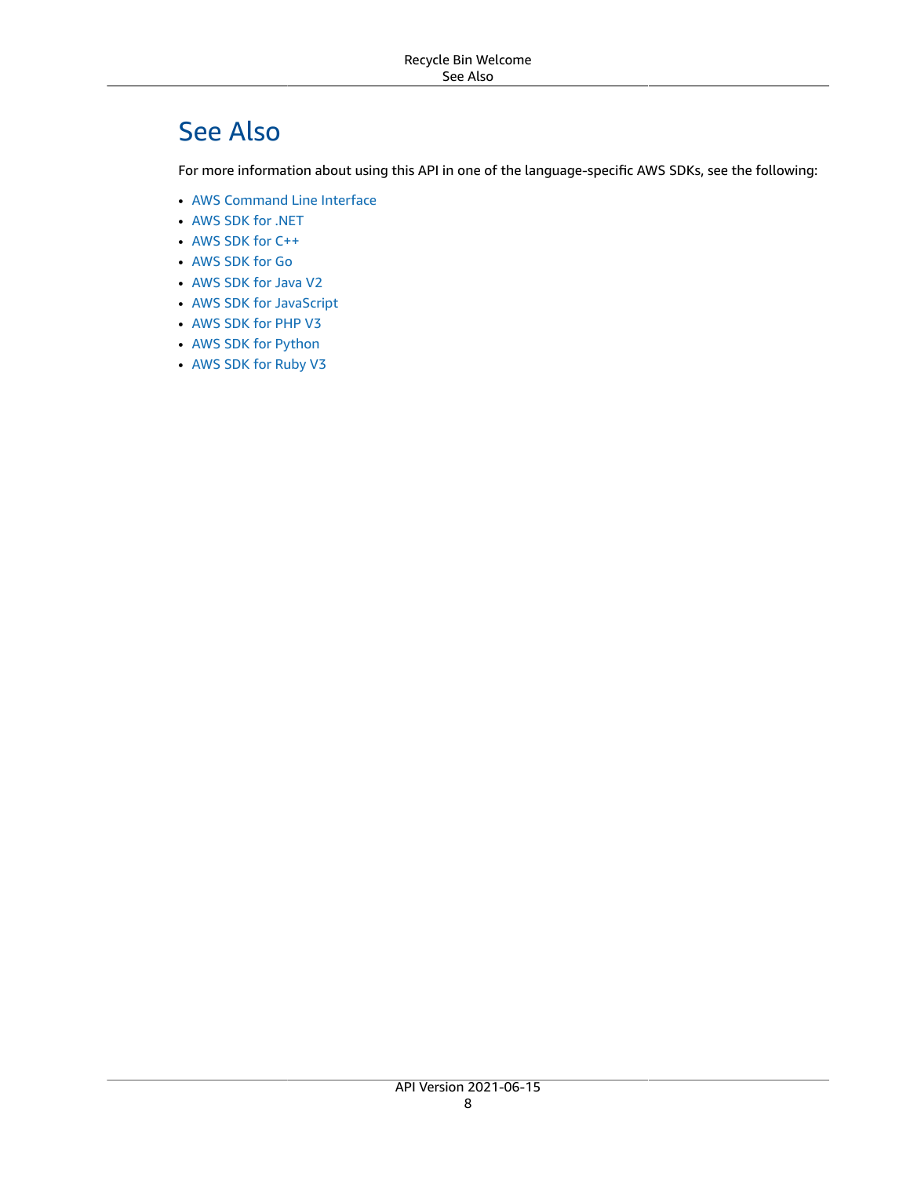## See Also

For more information about using this API in one of the language-specific AWS SDKs, see the following:

- AWS Command Line Interface
- AWS SDK for .NET
- AWS SDK for C++
- AWS SDK for Go
- AWS SDK for Java V2
- AWS SDK for JavaScript
- AWS SDK for PHP V3
- AWS SDK for Python
- AWS SDK for Ruby V3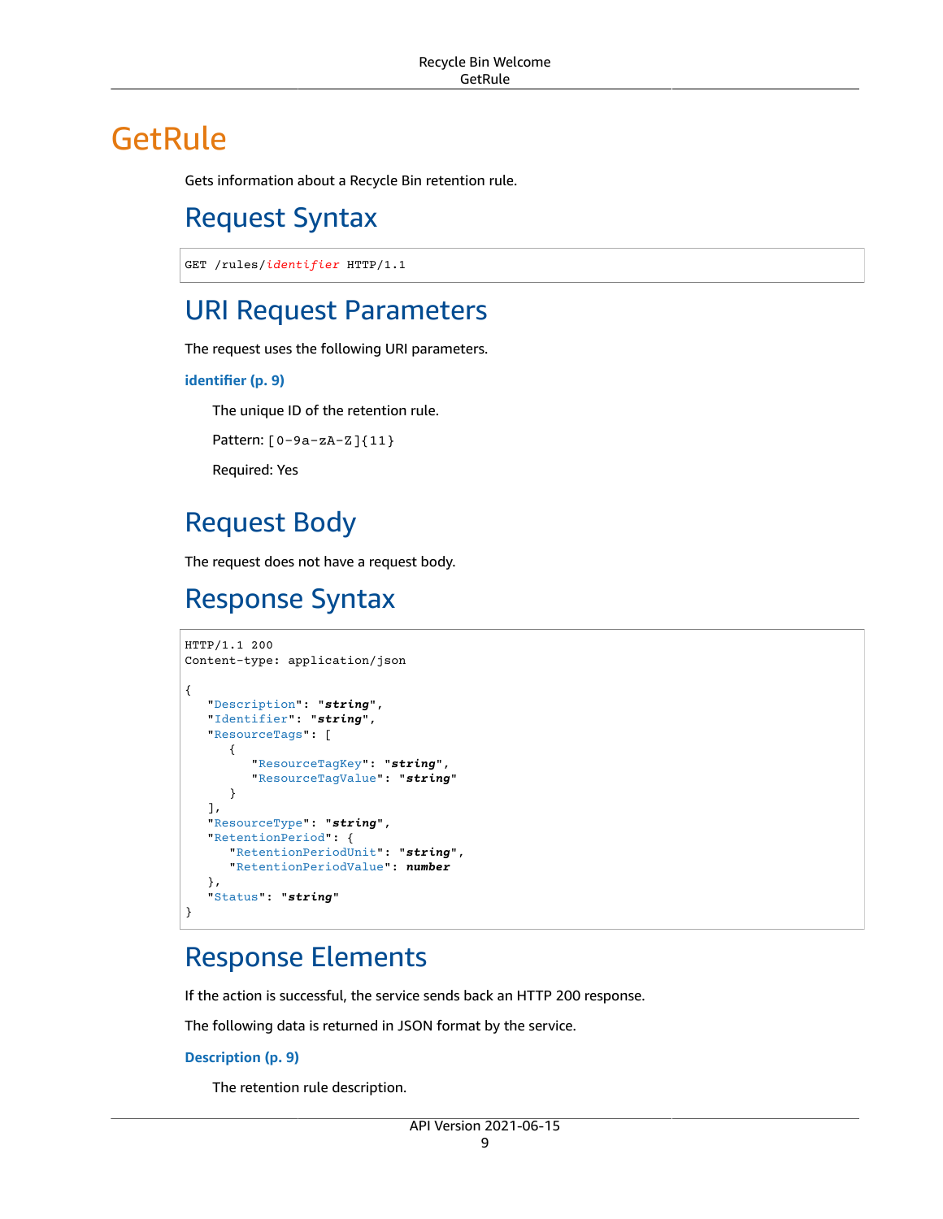# GetRule

Gets information about a Recycle Bin retention rule.

## Request Syntax

```
GET /rules/identifier HTTP/1.1
```

## URI Request Parameters

The request uses the following URI parameters.

**identifier (p. 9)**

The unique ID of the retention rule.

Pattern: `[0-9a-zA-Z]{11}`

Required: Yes

## Request Body

The request does not have a request body.

## Response Syntax

```
HTTP/1.1 200
Content-type: application/json

{
   "Description": "string",
   "Identifier": "string",
   "ResourceTags": [
      {
         "ResourceTagKey": "string",
         "ResourceTagValue": "string"
      }
   ],
   "ResourceType": "string",
   "RetentionPeriod": {
      "RetentionPeriodUnit": "string",
      "RetentionPeriodValue": number
   },
   "Status": "string"
}
```

## Response Elements

If the action is successful, the service sends back an HTTP 200 response.

The following data is returned in JSON format by the service.

**Description (p. 9)**

The retention rule description.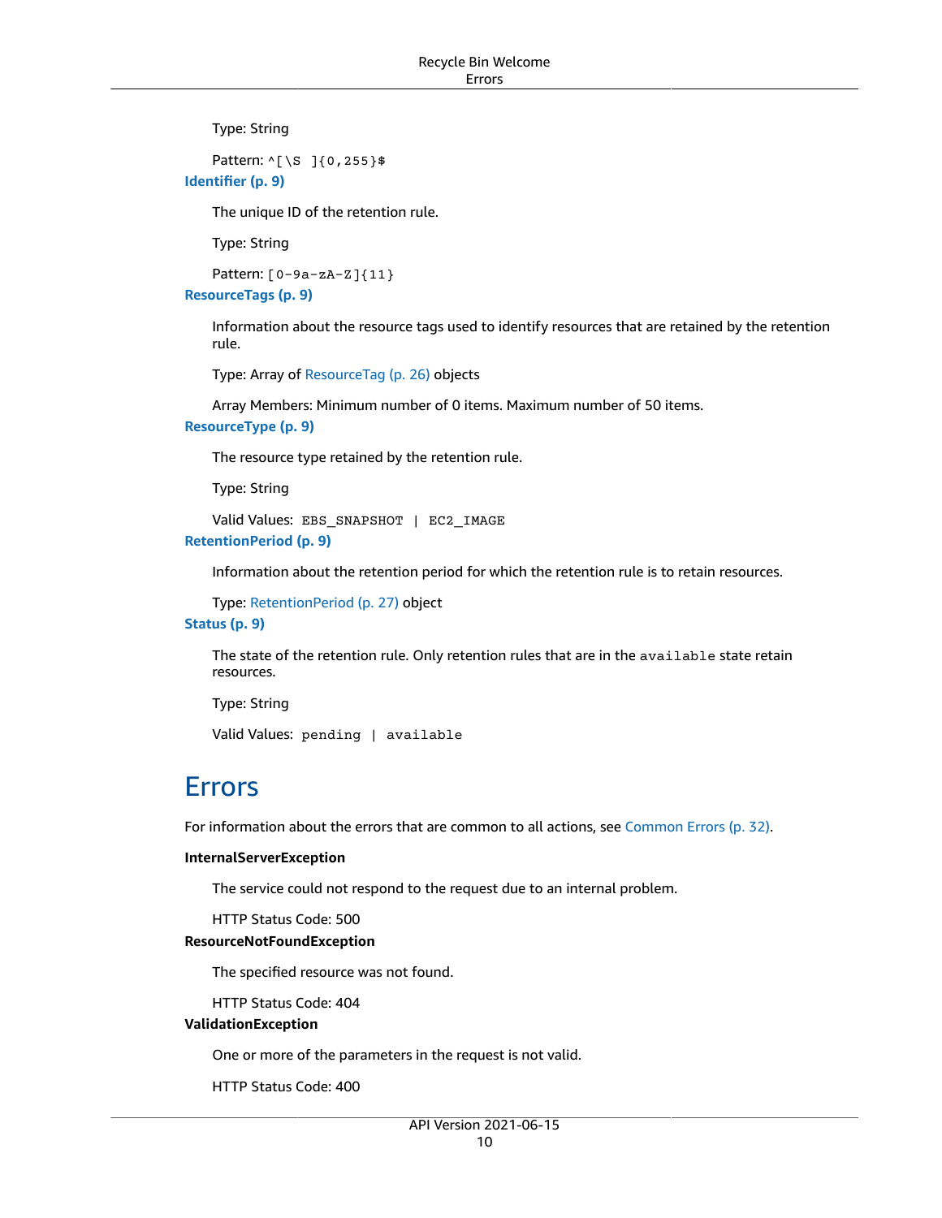Type: String

Pattern: `^[\S ]{0,255}$`

**Identifier (p. 9)**

The unique ID of the retention rule.

Type: String

Pattern: `[0-9a-zA-Z]{11}`

**ResourceTags (p. 9)**

Information about the resource tags used to identify resources that are retained by the retention rule.

Type: Array of ResourceTag (p. 26) objects

Array Members: Minimum number of 0 items. Maximum number of 50 items.

**ResourceType (p. 9)**

The resource type retained by the retention rule.

Type: String

Valid Values: `EBS_SNAPSHOT | EC2_IMAGE`

**RetentionPeriod (p. 9)**

Information about the retention period for which the retention rule is to retain resources.

Type: RetentionPeriod (p. 27) object

**Status (p. 9)**

The state of the retention rule. Only retention rules that are in the `available` state retain resources.

Type: String

Valid Values: `pending | available`

## Errors

For information about the errors that are common to all actions, see Common Errors (p. 32).

**InternalServerException**

The service could not respond to the request due to an internal problem.

HTTP Status Code: 500

**ResourceNotFoundException**

The specified resource was not found.

HTTP Status Code: 404

**ValidationException**

One or more of the parameters in the request is not valid.

HTTP Status Code: 400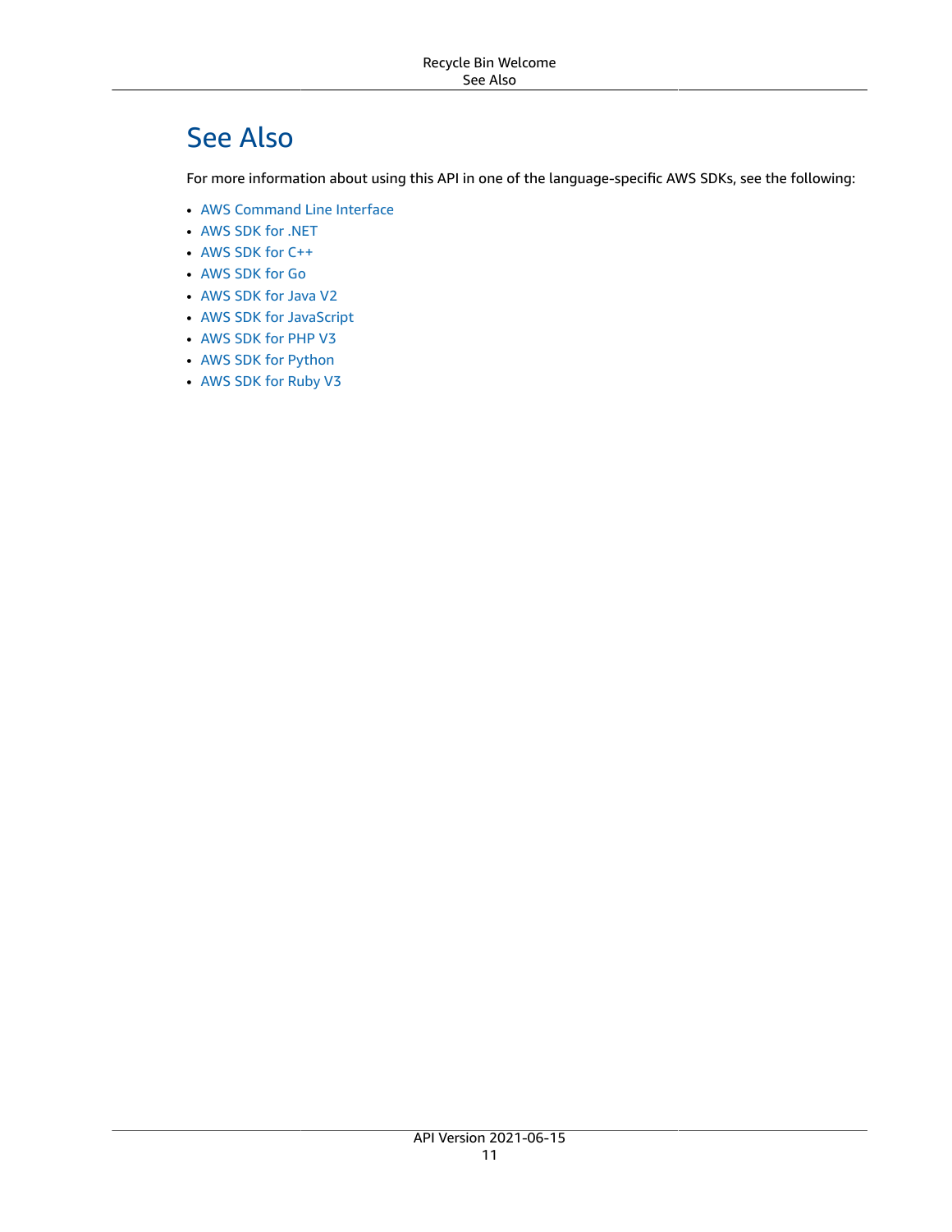# See Also

For more information about using this API in one of the language-specific AWS SDKs, see the following:

- AWS Command Line Interface
- AWS SDK for .NET
- AWS SDK for C++
- AWS SDK for Go
- AWS SDK for Java V2
- AWS SDK for JavaScript
- AWS SDK for PHP V3
- AWS SDK for Python
- AWS SDK for Ruby V3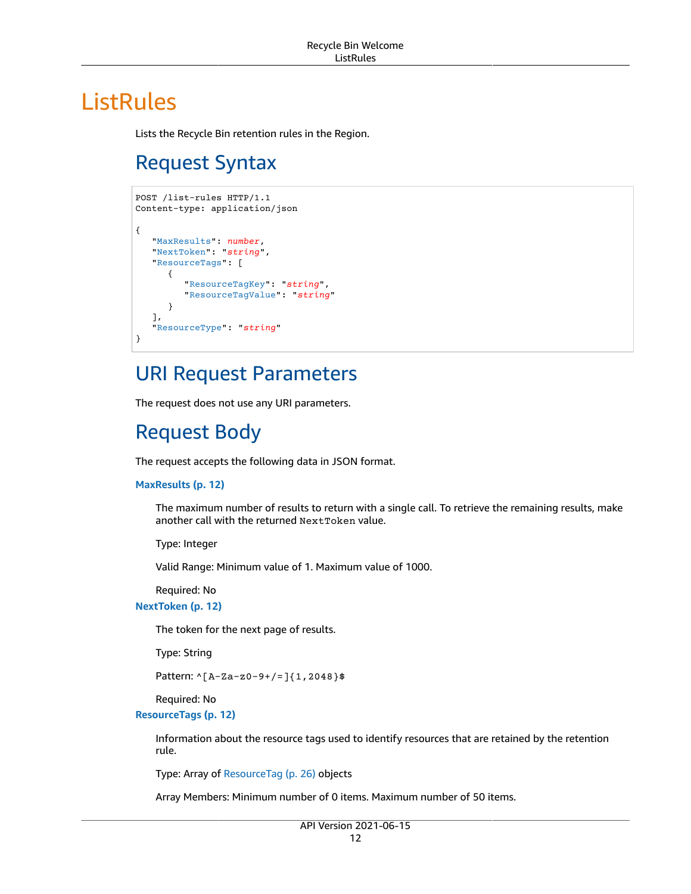# ListRules

Lists the Recycle Bin retention rules in the Region.

## Request Syntax

```
POST /list-rules HTTP/1.1
Content-type: application/json

{
   "MaxResults": number,
   "NextToken": "string",
   "ResourceTags": [
      {
         "ResourceTagKey": "string",
         "ResourceTagValue": "string"
      }
   ],
   "ResourceType": "string"
}
```

## URI Request Parameters

The request does not use any URI parameters.

## Request Body

The request accepts the following data in JSON format.

**MaxResults (p. 12)**

The maximum number of results to return with a single call. To retrieve the remaining results, make another call with the returned `NextToken` value.

Type: Integer

Valid Range: Minimum value of 1. Maximum value of 1000.

Required: No

**NextToken (p. 12)**

The token for the next page of results.

Type: String

Pattern: `^[A-Za-z0-9+/=]{1,2048}$`

Required: No

**ResourceTags (p. 12)**

Information about the resource tags used to identify resources that are retained by the retention rule.

Type: Array of ResourceTag (p. 26) objects

Array Members: Minimum number of 0 items. Maximum number of 50 items.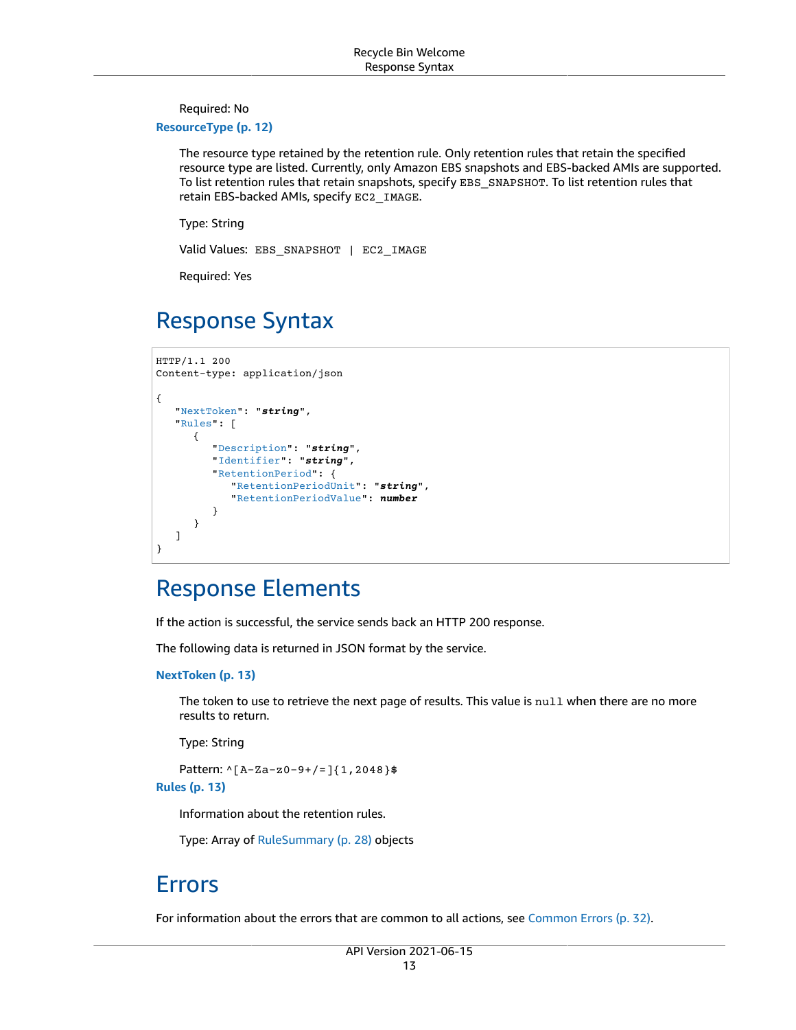Required: No

**ResourceType (p. 12)**

The resource type retained by the retention rule. Only retention rules that retain the specified resource type are listed. Currently, only Amazon EBS snapshots and EBS-backed AMIs are supported. To list retention rules that retain snapshots, specify `EBS_SNAPSHOT`. To list retention rules that retain EBS-backed AMIs, specify `EC2_IMAGE`.

Type: String

Valid Values: `EBS_SNAPSHOT | EC2_IMAGE`

Required: Yes

## Response Syntax

```
HTTP/1.1 200
Content-type: application/json

{
   "NextToken": "string",
   "Rules": [
      {
         "Description": "string",
         "Identifier": "string",
         "RetentionPeriod": {
            "RetentionPeriodUnit": "string",
            "RetentionPeriodValue": number
         }
      }
   ]
}
```

## Response Elements

If the action is successful, the service sends back an HTTP 200 response.

The following data is returned in JSON format by the service.

**NextToken (p. 13)**

The token to use to retrieve the next page of results. This value is `null` when there are no more results to return.

Type: String

Pattern: `^[A-Za-z0-9+/=]{1,2048}$`

**Rules (p. 13)**

Information about the retention rules.

Type: Array of RuleSummary (p. 28) objects

## Errors

For information about the errors that are common to all actions, see Common Errors (p. 32).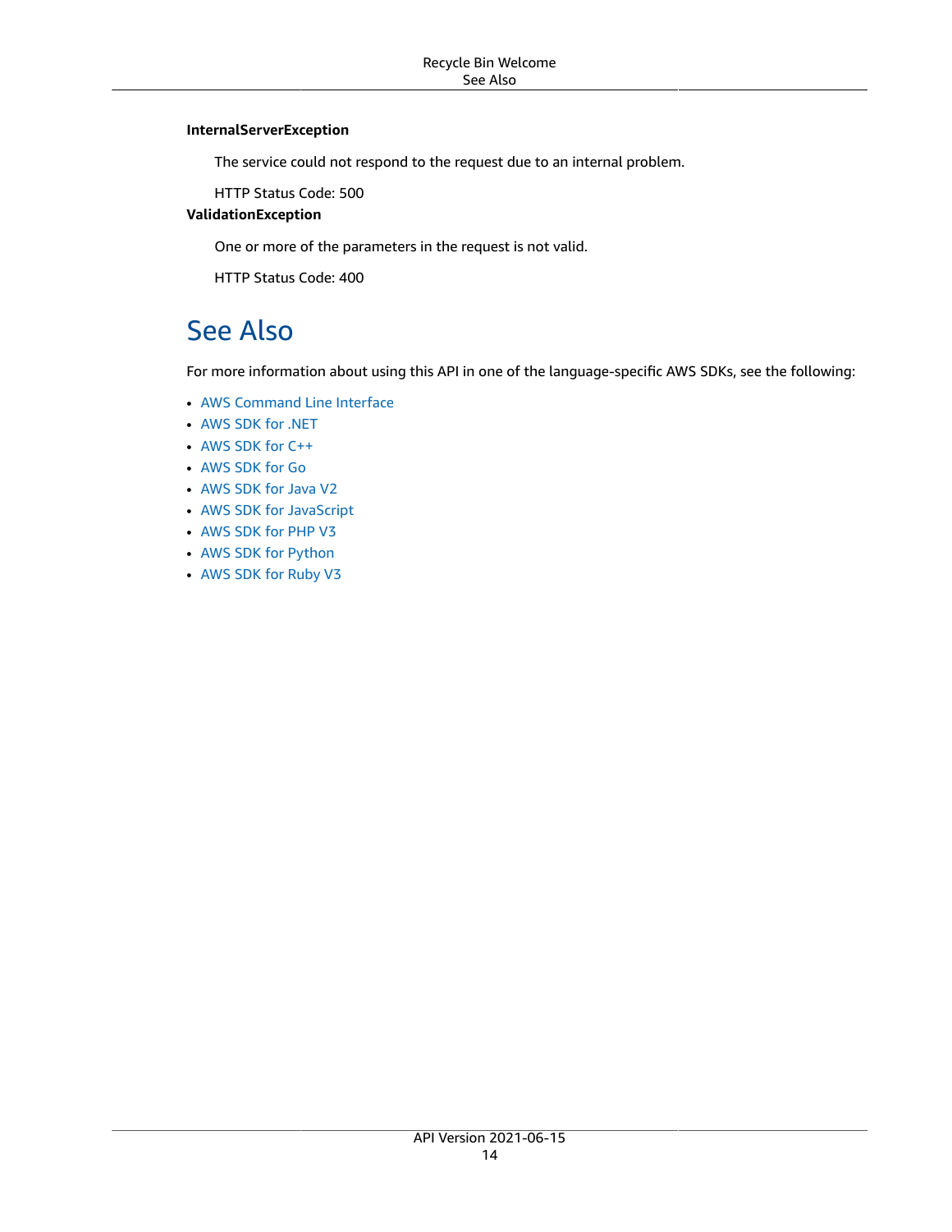**InternalServerException**

The service could not respond to the request due to an internal problem.

HTTP Status Code: 500

**ValidationException**

One or more of the parameters in the request is not valid.

HTTP Status Code: 400

## See Also

For more information about using this API in one of the language-specific AWS SDKs, see the following:

- AWS Command Line Interface
- AWS SDK for .NET
- AWS SDK for C++
- AWS SDK for Go
- AWS SDK for Java V2
- AWS SDK for JavaScript
- AWS SDK for PHP V3
- AWS SDK for Python
- AWS SDK for Ruby V3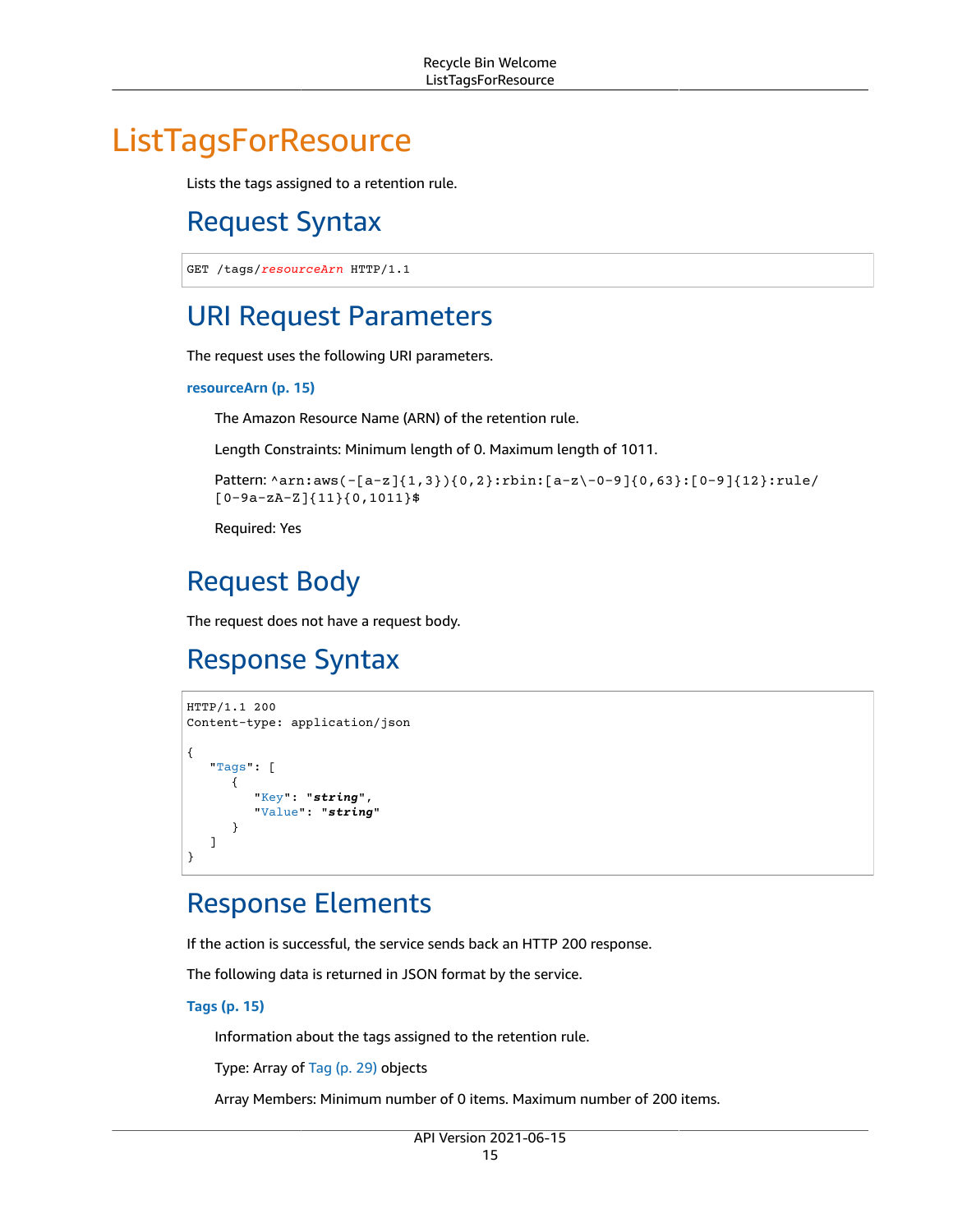# ListTagsForResource

Lists the tags assigned to a retention rule.

## Request Syntax

```
GET /tags/resourceArn HTTP/1.1
```

## URI Request Parameters

The request uses the following URI parameters.

**resourceArn (p. 15)**

The Amazon Resource Name (ARN) of the retention rule.

Length Constraints: Minimum length of 0. Maximum length of 1011.

Pattern: `^arn:aws(-[a-z]{1,3}){0,2}:rbin:[a-z\-0-9]{0,63}:[0-9]{12}:rule/[0-9a-zA-Z]{11}{0,1011}$`

Required: Yes

## Request Body

The request does not have a request body.

## Response Syntax

```
HTTP/1.1 200
Content-type: application/json

{
   "Tags": [
      {
         "Key": "string",
         "Value": "string"
      }
   ]
}
```

## Response Elements

If the action is successful, the service sends back an HTTP 200 response.

The following data is returned in JSON format by the service.

**Tags (p. 15)**

Information about the tags assigned to the retention rule.

Type: Array of Tag (p. 29) objects

Array Members: Minimum number of 0 items. Maximum number of 200 items.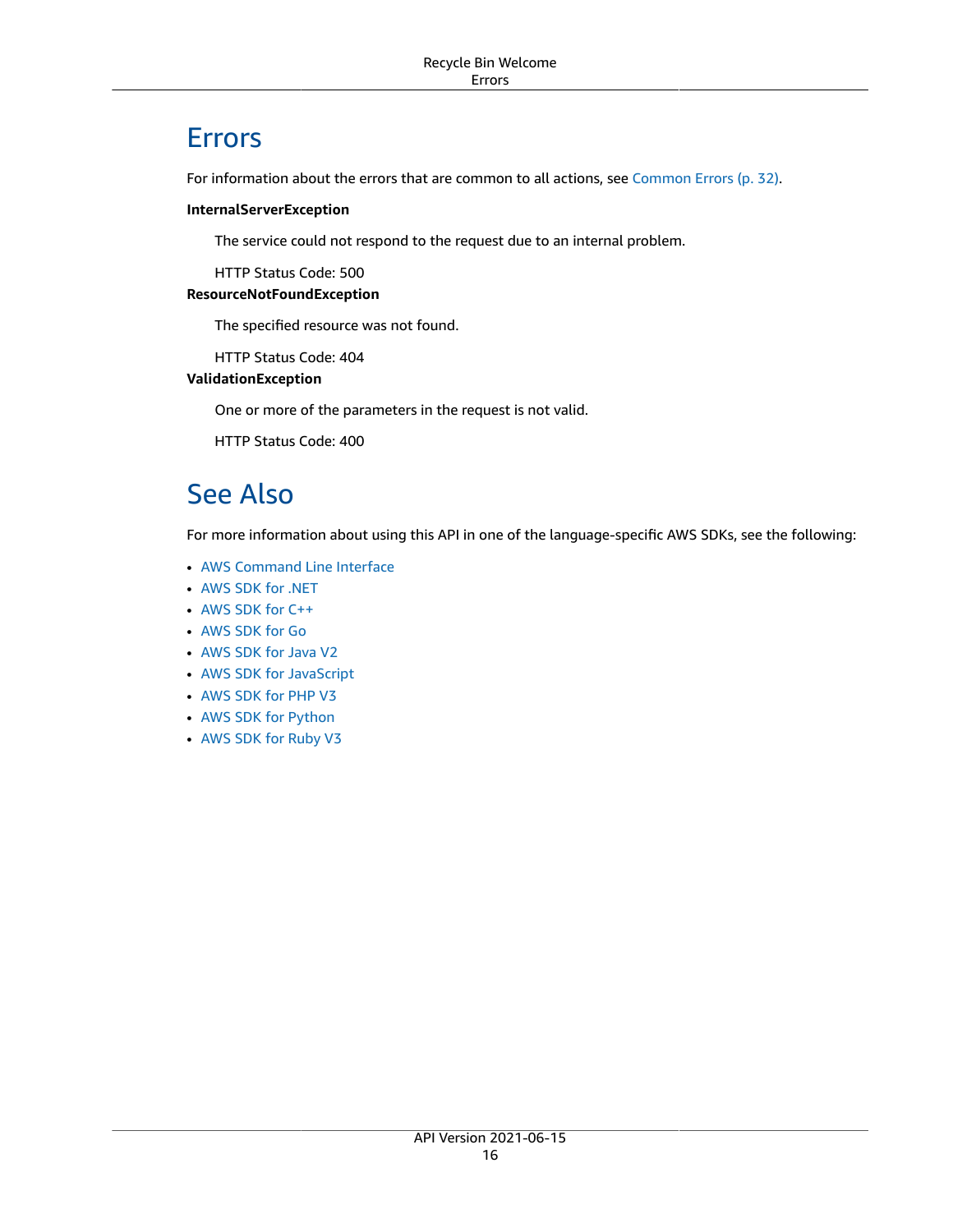## Errors

For information about the errors that are common to all actions, see Common Errors (p. 32).

**InternalServerException**

The service could not respond to the request due to an internal problem.

HTTP Status Code: 500

**ResourceNotFoundException**

The specified resource was not found.

HTTP Status Code: 404

**ValidationException**

One or more of the parameters in the request is not valid.

HTTP Status Code: 400

## See Also

For more information about using this API in one of the language-specific AWS SDKs, see the following:

- AWS Command Line Interface
- AWS SDK for .NET
- AWS SDK for C++
- AWS SDK for Go
- AWS SDK for Java V2
- AWS SDK for JavaScript
- AWS SDK for PHP V3
- AWS SDK for Python
- AWS SDK for Ruby V3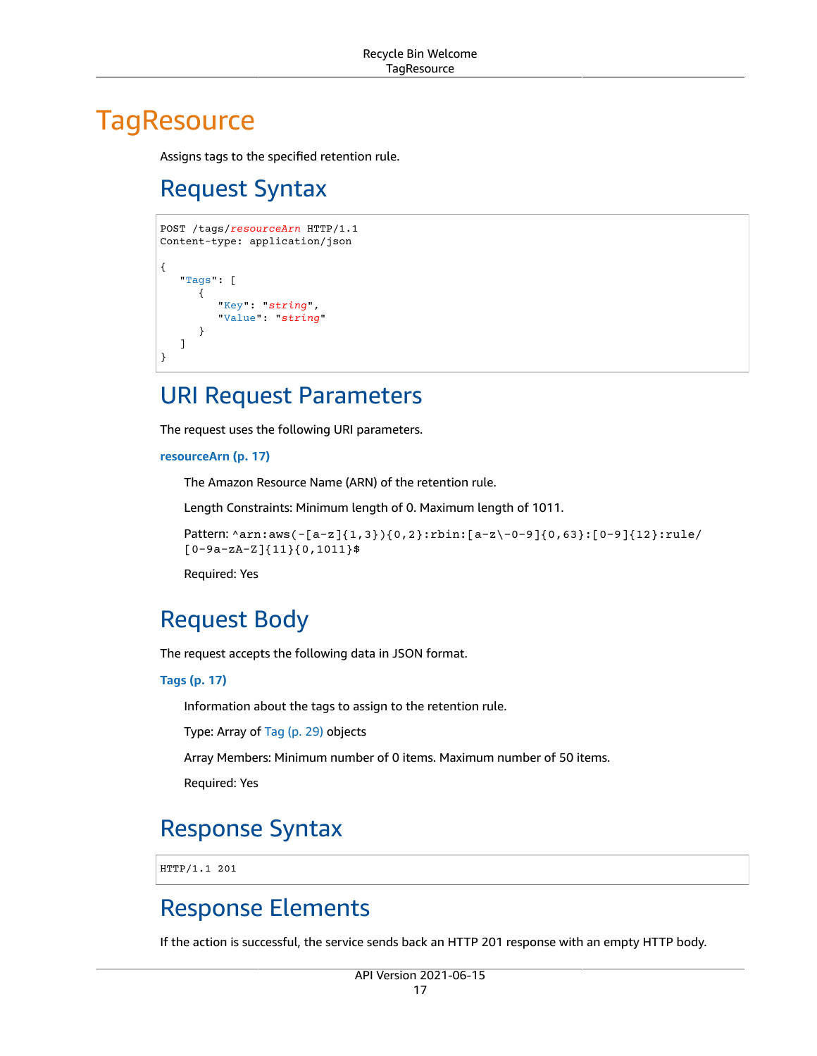# TagResource

Assigns tags to the specified retention rule.

## Request Syntax

```
POST /tags/resourceArn HTTP/1.1
Content-type: application/json

{
   "Tags": [
      {
         "Key": "string",
         "Value": "string"
      }
   ]
}
```

## URI Request Parameters

The request uses the following URI parameters.

**resourceArn (p. 17)**

The Amazon Resource Name (ARN) of the retention rule.

Length Constraints: Minimum length of 0. Maximum length of 1011.

Pattern: `^arn:aws(-[a-z]{1,3}){0,2}:rbin:[a-z\-0-9]{0,63}:[0-9]{12}:rule/[0-9a-zA-Z]{11}{0,1011}$`

Required: Yes

## Request Body

The request accepts the following data in JSON format.

**Tags (p. 17)**

Information about the tags to assign to the retention rule.

Type: Array of Tag (p. 29) objects

Array Members: Minimum number of 0 items. Maximum number of 50 items.

Required: Yes

## Response Syntax

```
HTTP/1.1 201
```

## Response Elements

If the action is successful, the service sends back an HTTP 201 response with an empty HTTP body.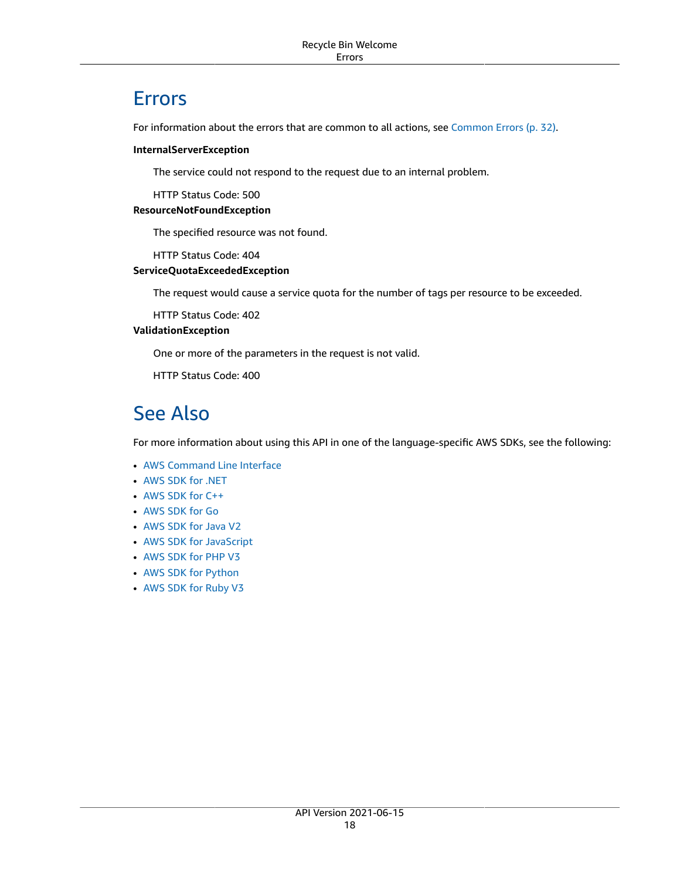## Errors

For information about the errors that are common to all actions, see Common Errors (p. 32).

**InternalServerException**

The service could not respond to the request due to an internal problem.

HTTP Status Code: 500

**ResourceNotFoundException**

The specified resource was not found.

HTTP Status Code: 404

**ServiceQuotaExceededException**

The request would cause a service quota for the number of tags per resource to be exceeded.

HTTP Status Code: 402

**ValidationException**

One or more of the parameters in the request is not valid.

HTTP Status Code: 400

## See Also

For more information about using this API in one of the language-specific AWS SDKs, see the following:

- AWS Command Line Interface
- AWS SDK for .NET
- AWS SDK for C++
- AWS SDK for Go
- AWS SDK for Java V2
- AWS SDK for JavaScript
- AWS SDK for PHP V3
- AWS SDK for Python
- AWS SDK for Ruby V3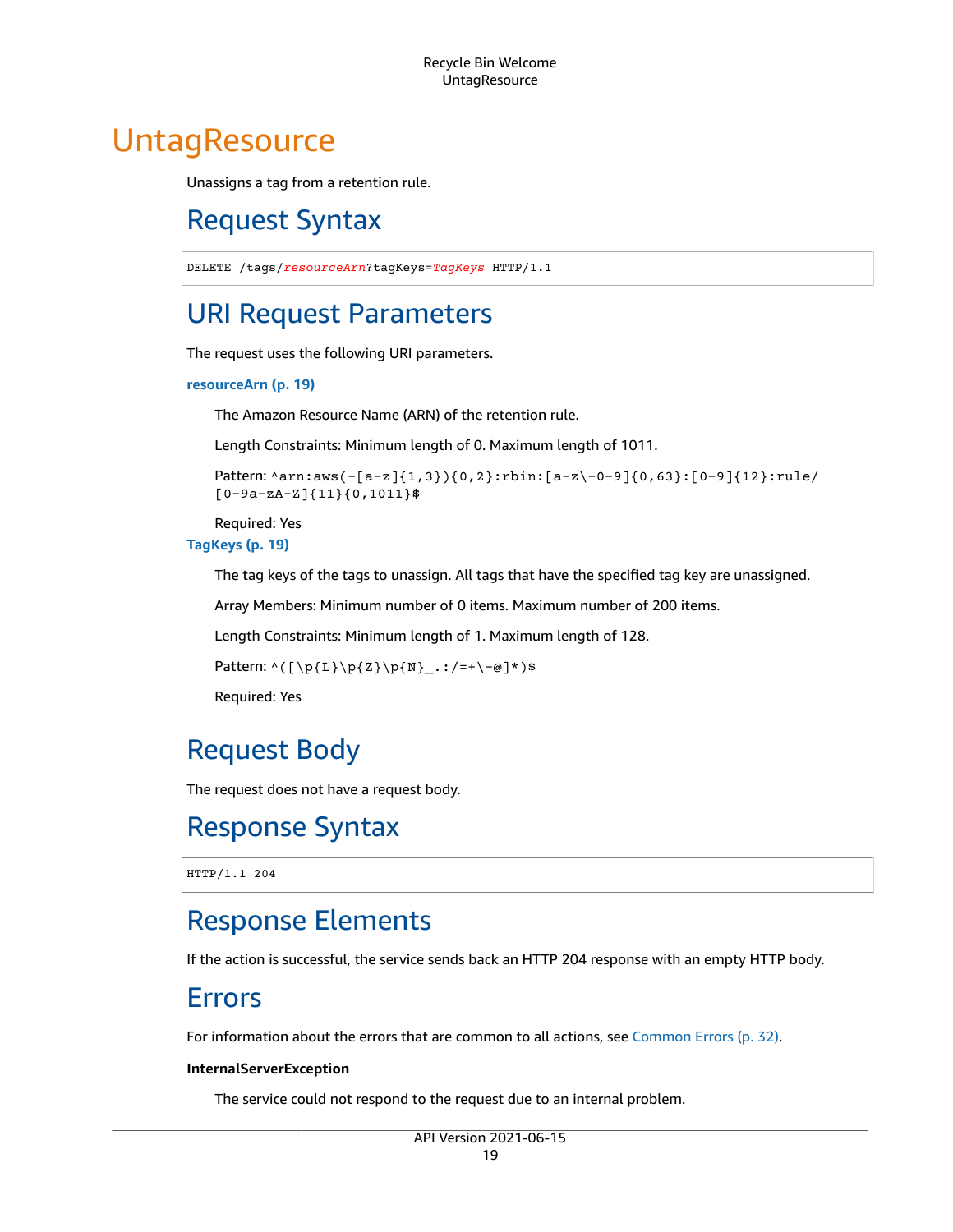# UntagResource

Unassigns a tag from a retention rule.

## Request Syntax

```
DELETE /tags/resourceArn?tagKeys=TagKeys HTTP/1.1
```

## URI Request Parameters

The request uses the following URI parameters.

**resourceArn (p. 19)**

The Amazon Resource Name (ARN) of the retention rule.

Length Constraints: Minimum length of 0. Maximum length of 1011.

Pattern: `^arn:aws(-[a-z]{1,3}){0,2}:rbin:[a-z\-0-9]{0,63}:[0-9]{12}:rule/[0-9a-zA-Z]{11}{0,1011}$`

Required: Yes

**TagKeys (p. 19)**

The tag keys of the tags to unassign. All tags that have the specified tag key are unassigned.

Array Members: Minimum number of 0 items. Maximum number of 200 items.

Length Constraints: Minimum length of 1. Maximum length of 128.

Pattern: `^([\p{L}\p{Z}\p{N}_.:/=+\-@]*)$`

Required: Yes

## Request Body

The request does not have a request body.

## Response Syntax

```
HTTP/1.1 204
```

## Response Elements

If the action is successful, the service sends back an HTTP 204 response with an empty HTTP body.

## Errors

For information about the errors that are common to all actions, see Common Errors (p. 32).

**InternalServerException**

The service could not respond to the request due to an internal problem.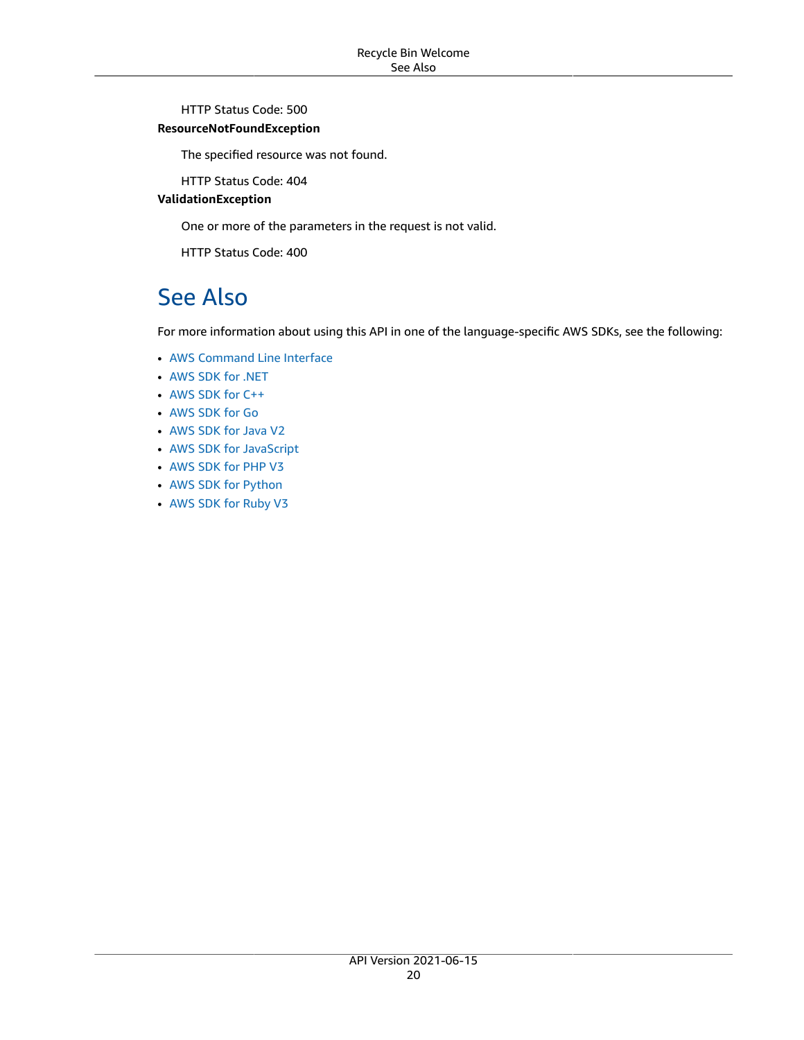HTTP Status Code: 500

**ResourceNotFoundException**

The specified resource was not found.

HTTP Status Code: 404

**ValidationException**

One or more of the parameters in the request is not valid.

HTTP Status Code: 400

## See Also

For more information about using this API in one of the language-specific AWS SDKs, see the following:

- AWS Command Line Interface
- AWS SDK for .NET
- AWS SDK for C++
- AWS SDK for Go
- AWS SDK for Java V2
- AWS SDK for JavaScript
- AWS SDK for PHP V3
- AWS SDK for Python
- AWS SDK for Ruby V3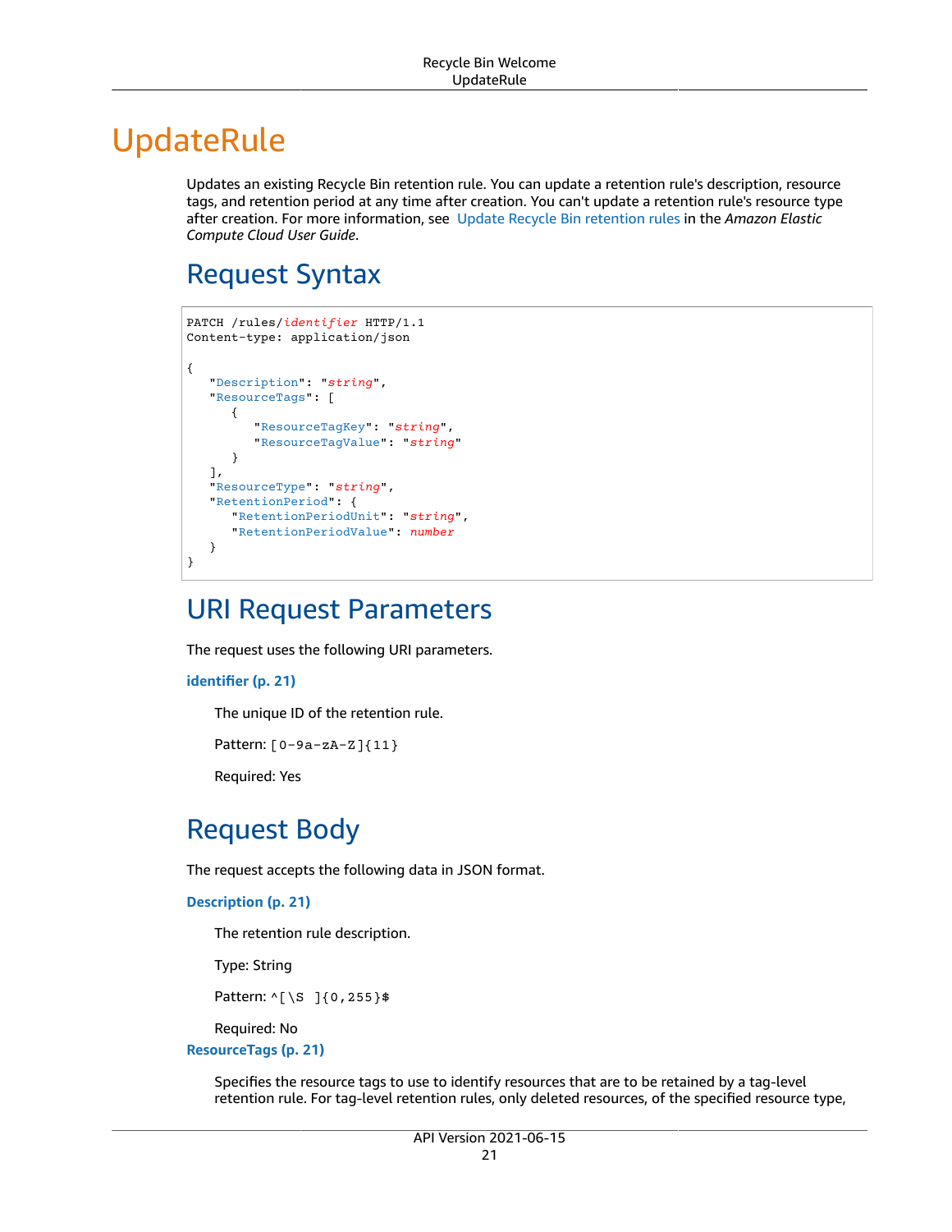# UpdateRule

Updates an existing Recycle Bin retention rule. You can update a retention rule's description, resource tags, and retention period at any time after creation. You can't update a retention rule's resource type after creation. For more information, see Update Recycle Bin retention rules in the *Amazon Elastic Compute Cloud User Guide*.

## Request Syntax

```
PATCH /rules/identifier HTTP/1.1
Content-type: application/json

{
   "Description": "string",
   "ResourceTags": [
      {
         "ResourceTagKey": "string",
         "ResourceTagValue": "string"
      }
   ],
   "ResourceType": "string",
   "RetentionPeriod": {
      "RetentionPeriodUnit": "string",
      "RetentionPeriodValue": number
   }
}
```

## URI Request Parameters

The request uses the following URI parameters.

**identifier (p. 21)**

The unique ID of the retention rule.

Pattern: `[0-9a-zA-Z]{11}`

Required: Yes

## Request Body

The request accepts the following data in JSON format.

**Description (p. 21)**

The retention rule description.

Type: String

Pattern: `^[\S ]{0,255}$`

Required: No

**ResourceTags (p. 21)**

Specifies the resource tags to use to identify resources that are to be retained by a tag-level retention rule. For tag-level retention rules, only deleted resources, of the specified resource type,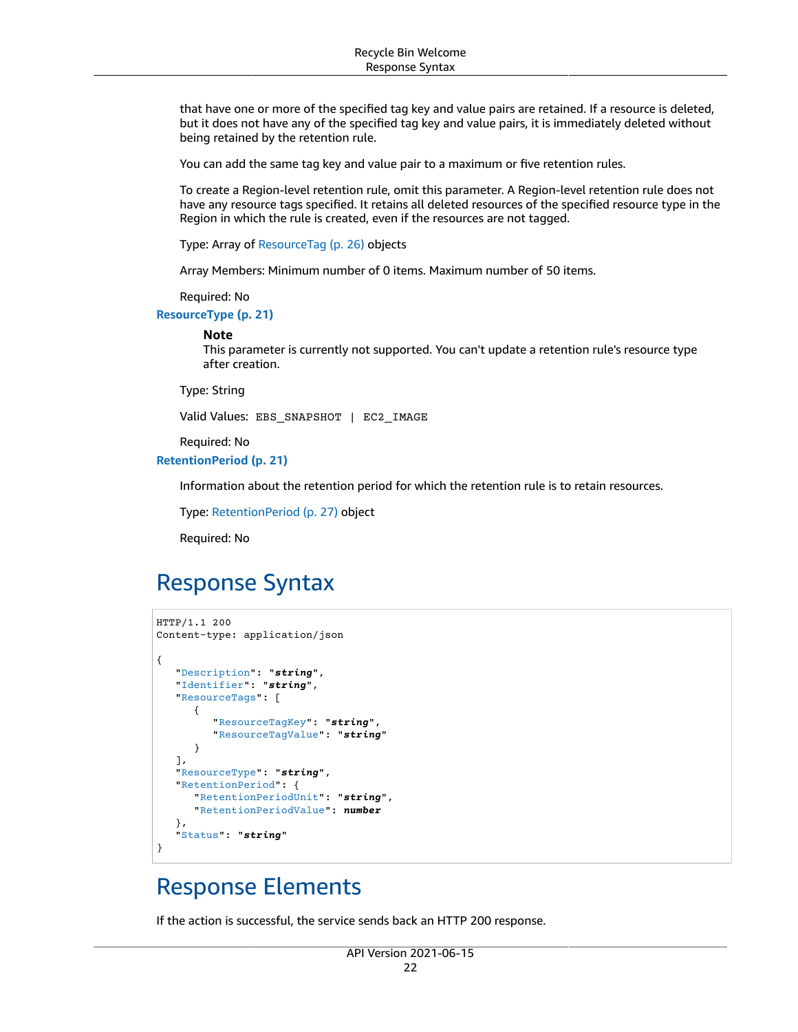that have one or more of the specified tag key and value pairs are retained. If a resource is deleted, but it does not have any of the specified tag key and value pairs, it is immediately deleted without being retained by the retention rule.

You can add the same tag key and value pair to a maximum or five retention rules.

To create a Region-level retention rule, omit this parameter. A Region-level retention rule does not have any resource tags specified. It retains all deleted resources of the specified resource type in the Region in which the rule is created, even if the resources are not tagged.

Type: Array of ResourceTag (p. 26) objects

Array Members: Minimum number of 0 items. Maximum number of 50 items.

Required: No

**ResourceType (p. 21)**

> **Note**
> This parameter is currently not supported. You can't update a retention rule's resource type after creation.

Type: String

Valid Values: `EBS_SNAPSHOT | EC2_IMAGE`

Required: No

**RetentionPeriod (p. 21)**

Information about the retention period for which the retention rule is to retain resources.

Type: RetentionPeriod (p. 27) object

Required: No

## Response Syntax

```
HTTP/1.1 200
Content-type: application/json

{
   "Description": "string",
   "Identifier": "string",
   "ResourceTags": [
      {
         "ResourceTagKey": "string",
         "ResourceTagValue": "string"
      }
   ],
   "ResourceType": "string",
   "RetentionPeriod": {
      "RetentionPeriodUnit": "string",
      "RetentionPeriodValue": number
   },
   "Status": "string"
}
```

## Response Elements

If the action is successful, the service sends back an HTTP 200 response.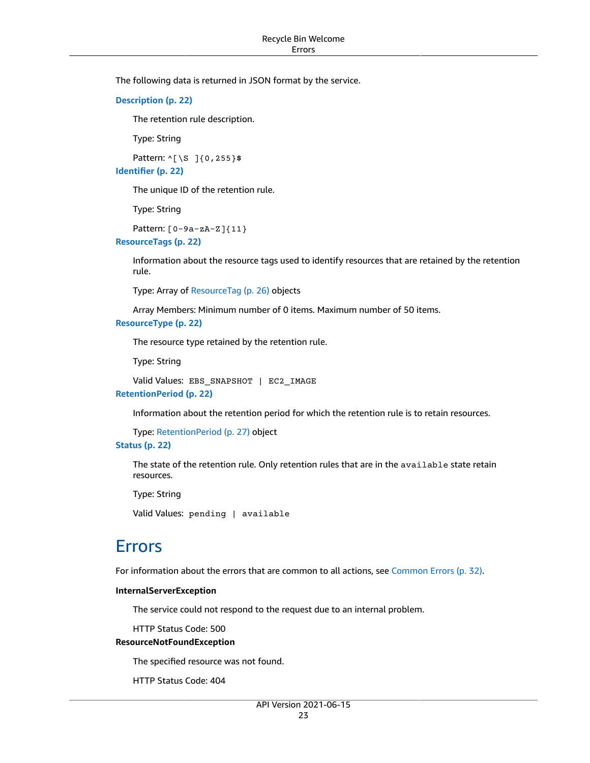The following data is returned in JSON format by the service.

**Description (p. 22)**

The retention rule description.

Type: String

Pattern: `^[\S ]{0,255}$`

**Identifier (p. 22)**

The unique ID of the retention rule.

Type: String

Pattern: `[0-9a-zA-Z]{11}`

**ResourceTags (p. 22)**

Information about the resource tags used to identify resources that are retained by the retention rule.

Type: Array of ResourceTag (p. 26) objects

Array Members: Minimum number of 0 items. Maximum number of 50 items.

**ResourceType (p. 22)**

The resource type retained by the retention rule.

Type: String

Valid Values: `EBS_SNAPSHOT | EC2_IMAGE`

**RetentionPeriod (p. 22)**

Information about the retention period for which the retention rule is to retain resources.

Type: RetentionPeriod (p. 27) object

**Status (p. 22)**

The state of the retention rule. Only retention rules that are in the `available` state retain resources.

Type: String

Valid Values: `pending | available`

## Errors

For information about the errors that are common to all actions, see Common Errors (p. 32).

**InternalServerException**

The service could not respond to the request due to an internal problem.

HTTP Status Code: 500

**ResourceNotFoundException**

The specified resource was not found.

HTTP Status Code: 404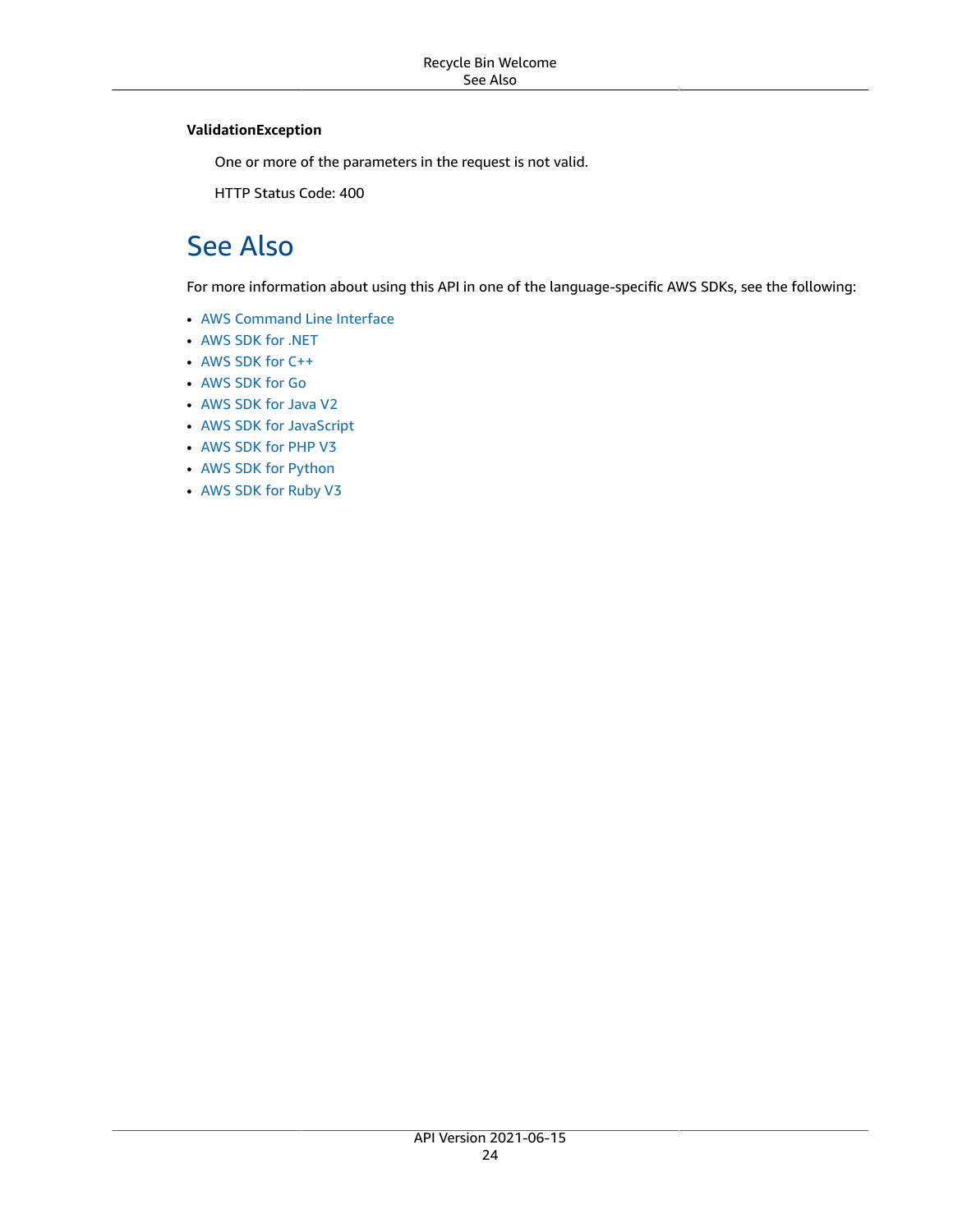**ValidationException**

One or more of the parameters in the request is not valid.

HTTP Status Code: 400

## See Also

For more information about using this API in one of the language-specific AWS SDKs, see the following:

- AWS Command Line Interface
- AWS SDK for .NET
- AWS SDK for C++
- AWS SDK for Go
- AWS SDK for Java V2
- AWS SDK for JavaScript
- AWS SDK for PHP V3
- AWS SDK for Python
- AWS SDK for Ruby V3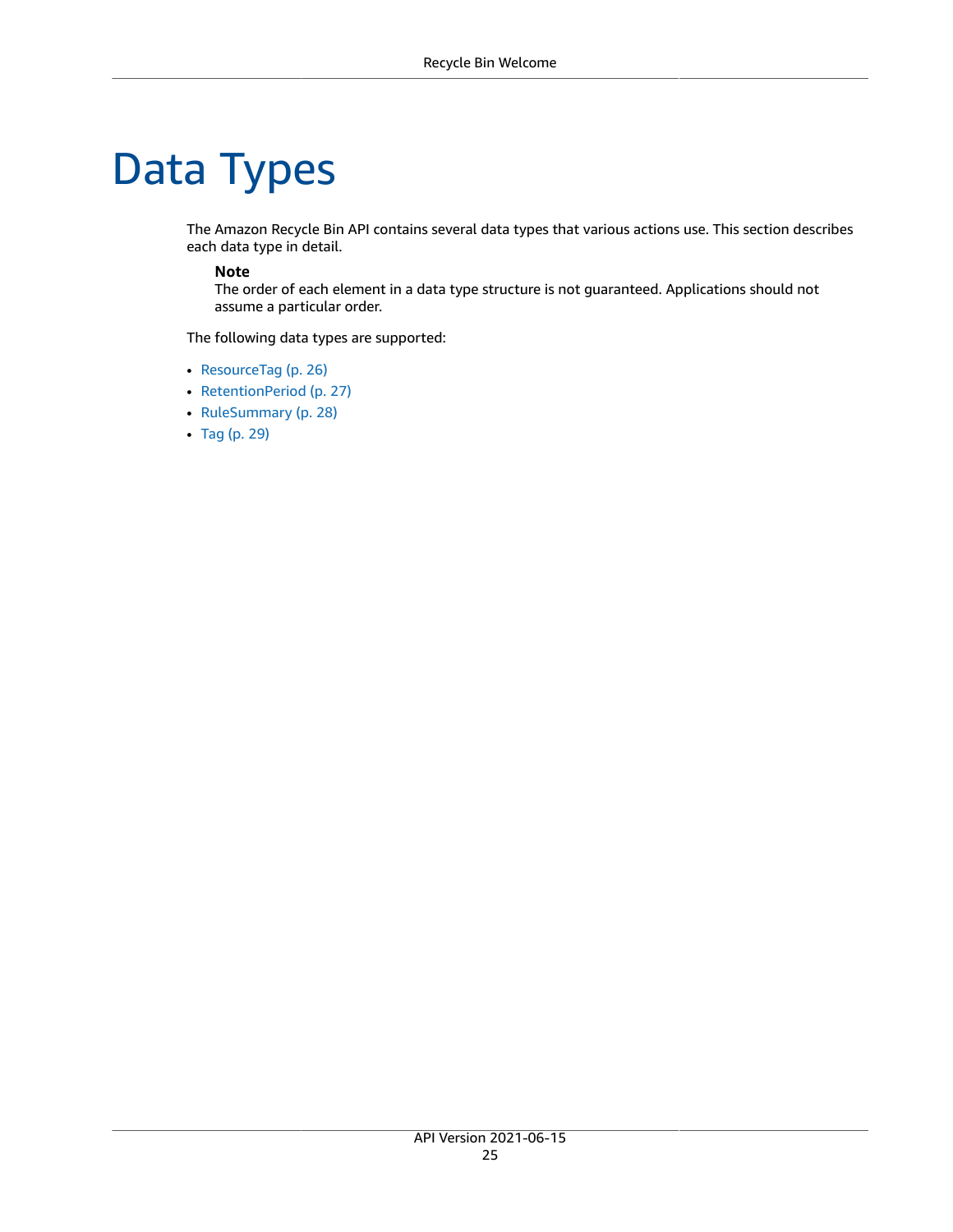# Data Types

The Amazon Recycle Bin API contains several data types that various actions use. This section describes each data type in detail.

> **Note**
> The order of each element in a data type structure is not guaranteed. Applications should not assume a particular order.

The following data types are supported:

- ResourceTag (p. 26)
- RetentionPeriod (p. 27)
- RuleSummary (p. 28)
- Tag (p. 29)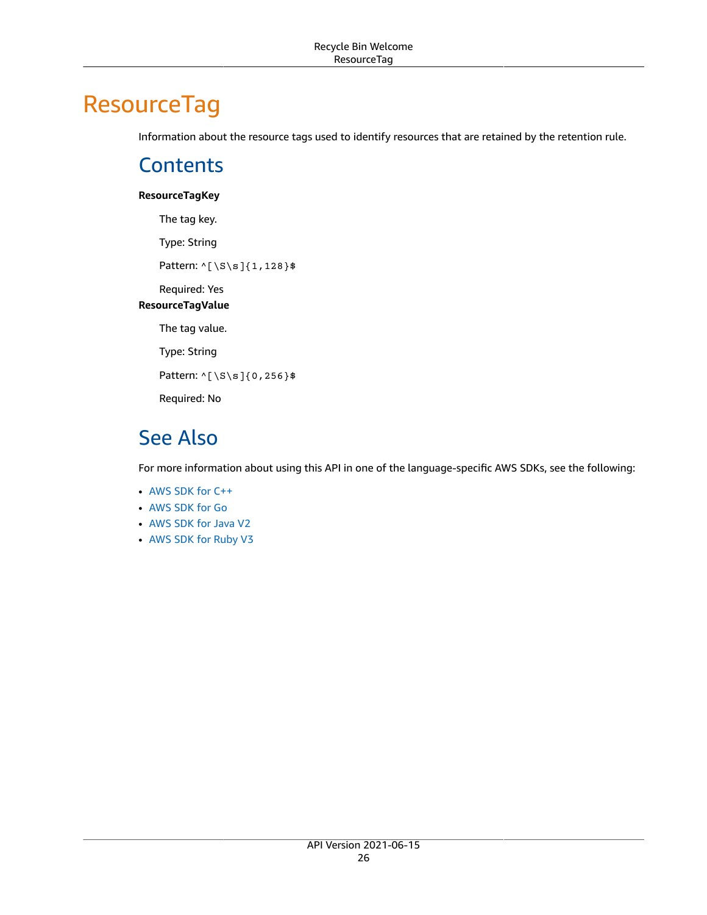# ResourceTag

Information about the resource tags used to identify resources that are retained by the retention rule.

## Contents

**ResourceTagKey**

The tag key.

Type: String

Pattern: `^[\S\s]{1,128}$`

Required: Yes

**ResourceTagValue**

The tag value.

Type: String

Pattern: `^[\S\s]{0,256}$`

Required: No

## See Also

For more information about using this API in one of the language-specific AWS SDKs, see the following:

- AWS SDK for C++
- AWS SDK for Go
- AWS SDK for Java V2
- AWS SDK for Ruby V3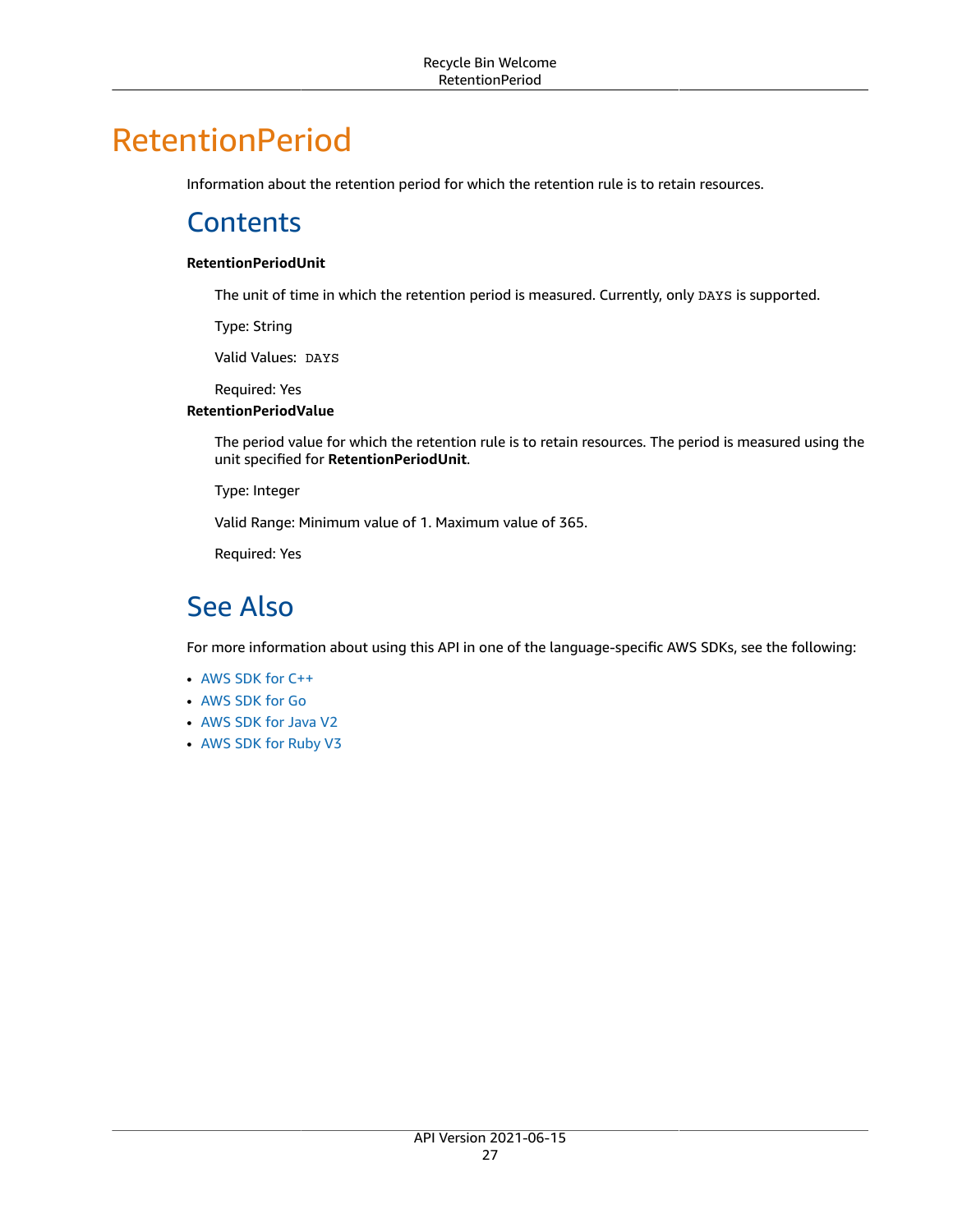# RetentionPeriod

Information about the retention period for which the retention rule is to retain resources.

## Contents

**RetentionPeriodUnit**

The unit of time in which the retention period is measured. Currently, only `DAYS` is supported.

Type: String

Valid Values: `DAYS`

Required: Yes

**RetentionPeriodValue**

The period value for which the retention rule is to retain resources. The period is measured using the unit specified for **RetentionPeriodUnit**.

Type: Integer

Valid Range: Minimum value of 1. Maximum value of 365.

Required: Yes

## See Also

For more information about using this API in one of the language-specific AWS SDKs, see the following:

- AWS SDK for C++
- AWS SDK for Go
- AWS SDK for Java V2
- AWS SDK for Ruby V3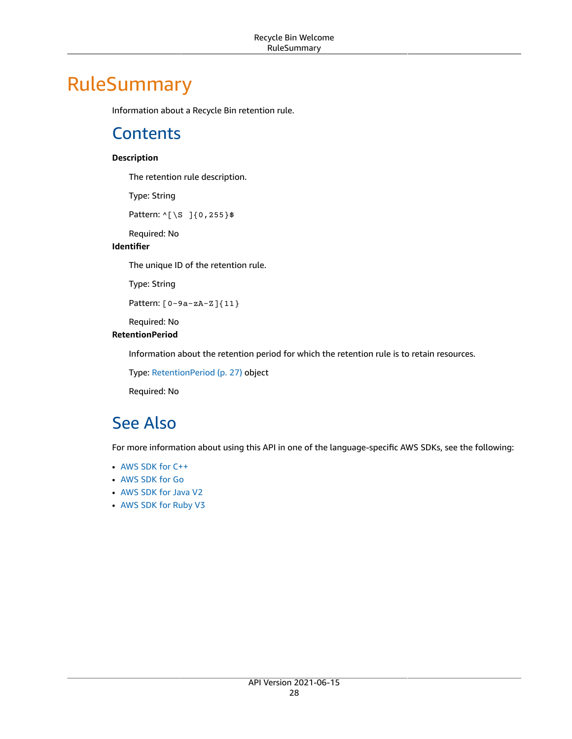# RuleSummary

Information about a Recycle Bin retention rule.

## Contents

**Description**

The retention rule description.

Type: String

Pattern: `^[\S ]{0,255}$`

Required: No

**Identifier**

The unique ID of the retention rule.

Type: String

Pattern: `[0-9a-zA-Z]{11}`

Required: No

**RetentionPeriod**

Information about the retention period for which the retention rule is to retain resources.

Type: RetentionPeriod (p. 27) object

Required: No

## See Also

For more information about using this API in one of the language-specific AWS SDKs, see the following:

- AWS SDK for C++
- AWS SDK for Go
- AWS SDK for Java V2
- AWS SDK for Ruby V3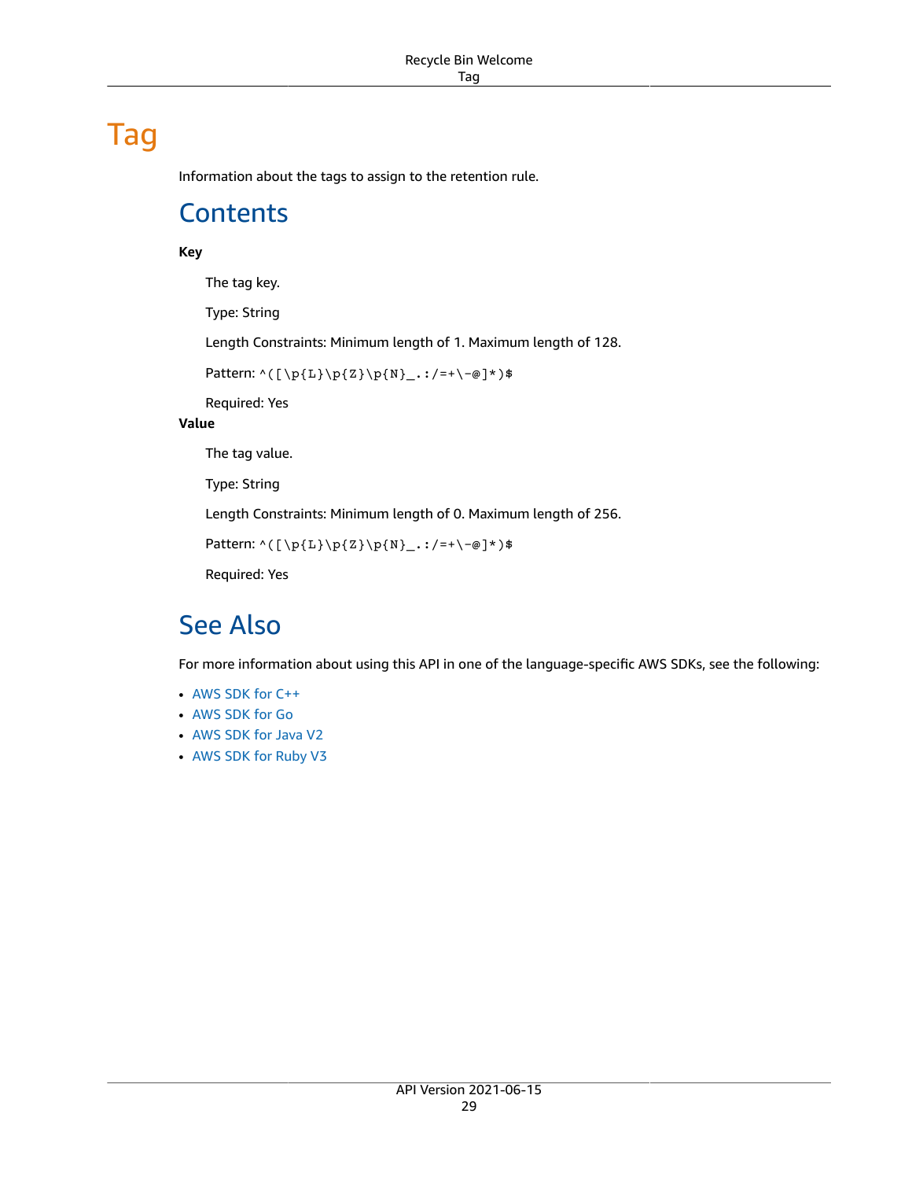# Tag

Information about the tags to assign to the retention rule.

## Contents

**Key**

The tag key.

Type: String

Length Constraints: Minimum length of 1. Maximum length of 128.

Pattern: `^([\p{L}\p{Z}\p{N}_.:/=+\-@]*)$`

Required: Yes

**Value**

The tag value.

Type: String

Length Constraints: Minimum length of 0. Maximum length of 256.

Pattern: `^([\p{L}\p{Z}\p{N}_.:/=+\-@]*)$`

Required: Yes

## See Also

For more information about using this API in one of the language-specific AWS SDKs, see the following:

- AWS SDK for C++
- AWS SDK for Go
- AWS SDK for Java V2
- AWS SDK for Ruby V3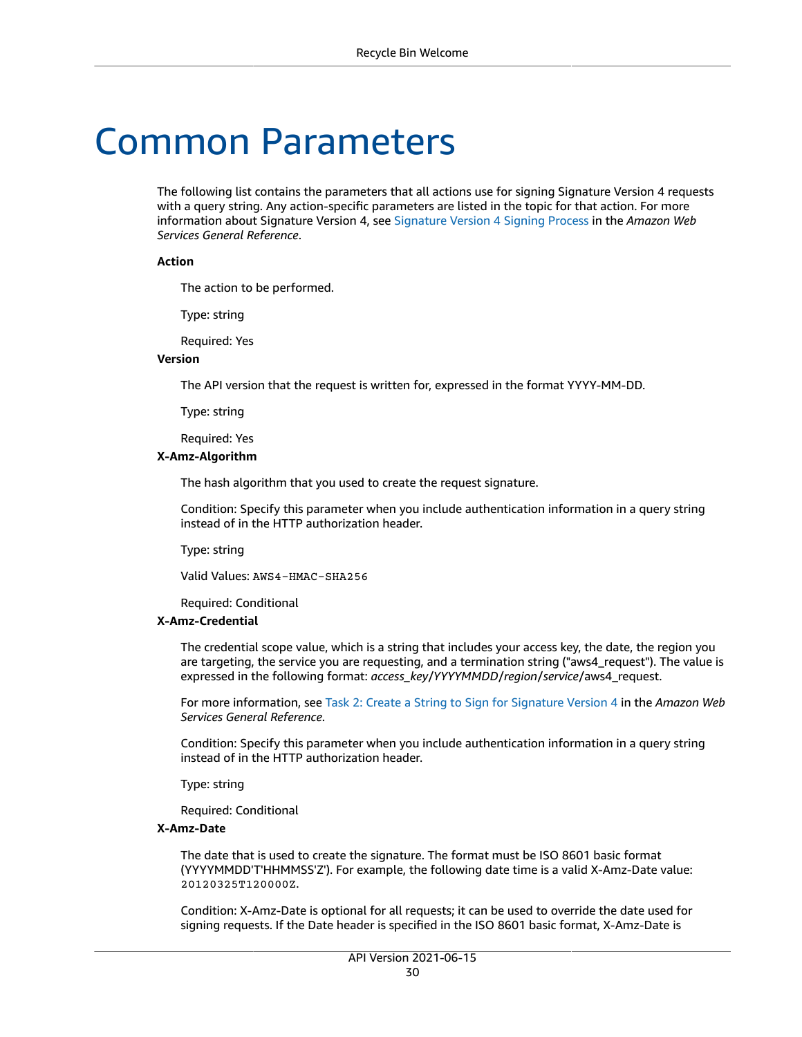# Common Parameters

The following list contains the parameters that all actions use for signing Signature Version 4 requests with a query string. Any action-specific parameters are listed in the topic for that action. For more information about Signature Version 4, see Signature Version 4 Signing Process in the *Amazon Web Services General Reference*.

**Action**

The action to be performed.

Type: string

Required: Yes

**Version**

The API version that the request is written for, expressed in the format YYYY-MM-DD.

Type: string

Required: Yes

**X-Amz-Algorithm**

The hash algorithm that you used to create the request signature.

Condition: Specify this parameter when you include authentication information in a query string instead of in the HTTP authorization header.

Type: string

Valid Values: `AWS4-HMAC-SHA256`

Required: Conditional

**X-Amz-Credential**

The credential scope value, which is a string that includes your access key, the date, the region you are targeting, the service you are requesting, and a termination string ("aws4_request"). The value is expressed in the following format: *access_key*/*YYYYMMDD*/*region*/*service*/aws4_request.

For more information, see Task 2: Create a String to Sign for Signature Version 4 in the *Amazon Web Services General Reference*.

Condition: Specify this parameter when you include authentication information in a query string instead of in the HTTP authorization header.

Type: string

Required: Conditional

**X-Amz-Date**

The date that is used to create the signature. The format must be ISO 8601 basic format (YYYYMMDD'T'HHMMSS'Z'). For example, the following date time is a valid X-Amz-Date value: `20120325T120000Z`.

Condition: X-Amz-Date is optional for all requests; it can be used to override the date used for signing requests. If the Date header is specified in the ISO 8601 basic format, X-Amz-Date is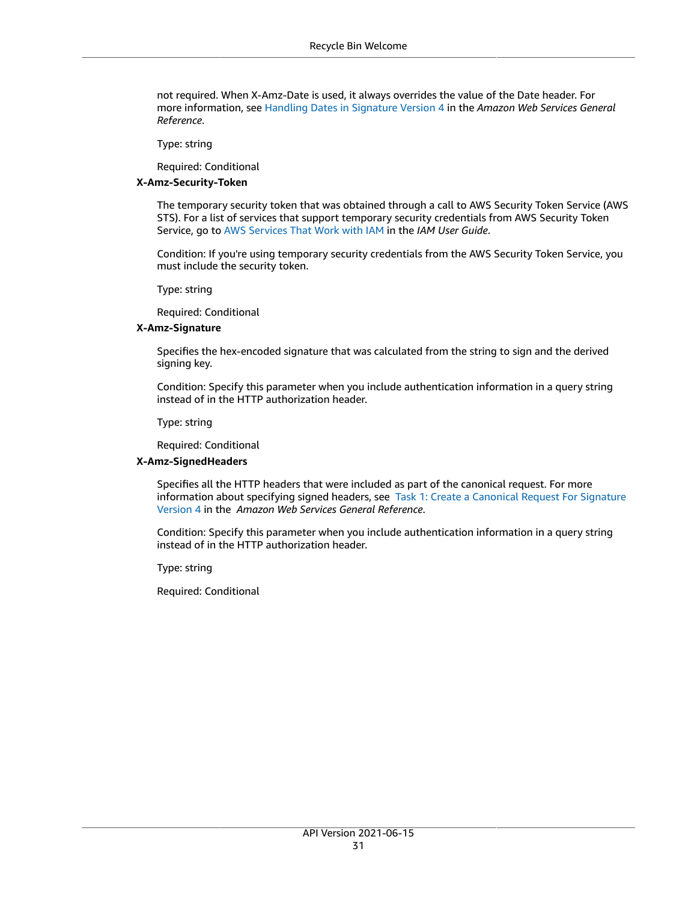not required. When X-Amz-Date is used, it always overrides the value of the Date header. For more information, see Handling Dates in Signature Version 4 in the *Amazon Web Services General Reference*.

Type: string

Required: Conditional

**X-Amz-Security-Token**

The temporary security token that was obtained through a call to AWS Security Token Service (AWS STS). For a list of services that support temporary security credentials from AWS Security Token Service, go to AWS Services That Work with IAM in the *IAM User Guide*.

Condition: If you're using temporary security credentials from the AWS Security Token Service, you must include the security token.

Type: string

Required: Conditional

**X-Amz-Signature**

Specifies the hex-encoded signature that was calculated from the string to sign and the derived signing key.

Condition: Specify this parameter when you include authentication information in a query string instead of in the HTTP authorization header.

Type: string

Required: Conditional

**X-Amz-SignedHeaders**

Specifies all the HTTP headers that were included as part of the canonical request. For more information about specifying signed headers, see Task 1: Create a Canonical Request For Signature Version 4 in the *Amazon Web Services General Reference*.

Condition: Specify this parameter when you include authentication information in a query string instead of in the HTTP authorization header.

Type: string

Required: Conditional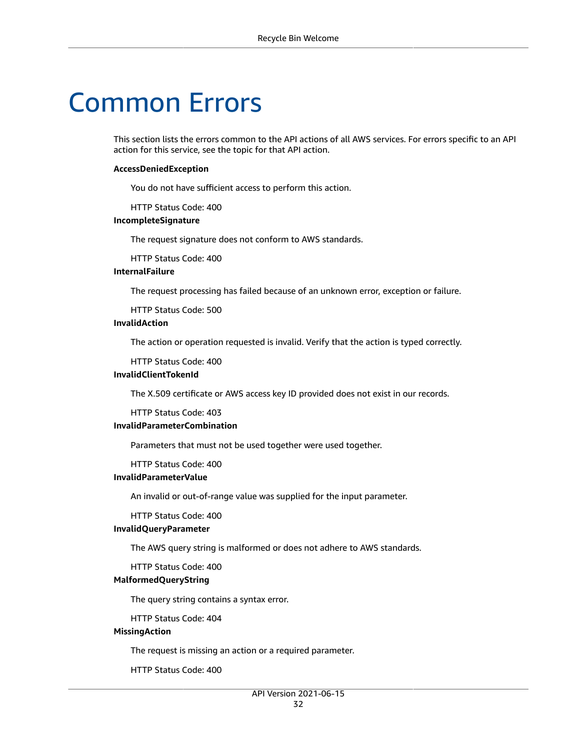# Common Errors

This section lists the errors common to the API actions of all AWS services. For errors specific to an API action for this service, see the topic for that API action.

**AccessDeniedException**

You do not have sufficient access to perform this action.

HTTP Status Code: 400

**IncompleteSignature**

The request signature does not conform to AWS standards.

HTTP Status Code: 400

**InternalFailure**

The request processing has failed because of an unknown error, exception or failure.

HTTP Status Code: 500

**InvalidAction**

The action or operation requested is invalid. Verify that the action is typed correctly.

HTTP Status Code: 400

**InvalidClientTokenId**

The X.509 certificate or AWS access key ID provided does not exist in our records.

HTTP Status Code: 403

**InvalidParameterCombination**

Parameters that must not be used together were used together.

HTTP Status Code: 400

**InvalidParameterValue**

An invalid or out-of-range value was supplied for the input parameter.

HTTP Status Code: 400

**InvalidQueryParameter**

The AWS query string is malformed or does not adhere to AWS standards.

HTTP Status Code: 400

**MalformedQueryString**

The query string contains a syntax error.

HTTP Status Code: 404

**MissingAction**

The request is missing an action or a required parameter.

HTTP Status Code: 400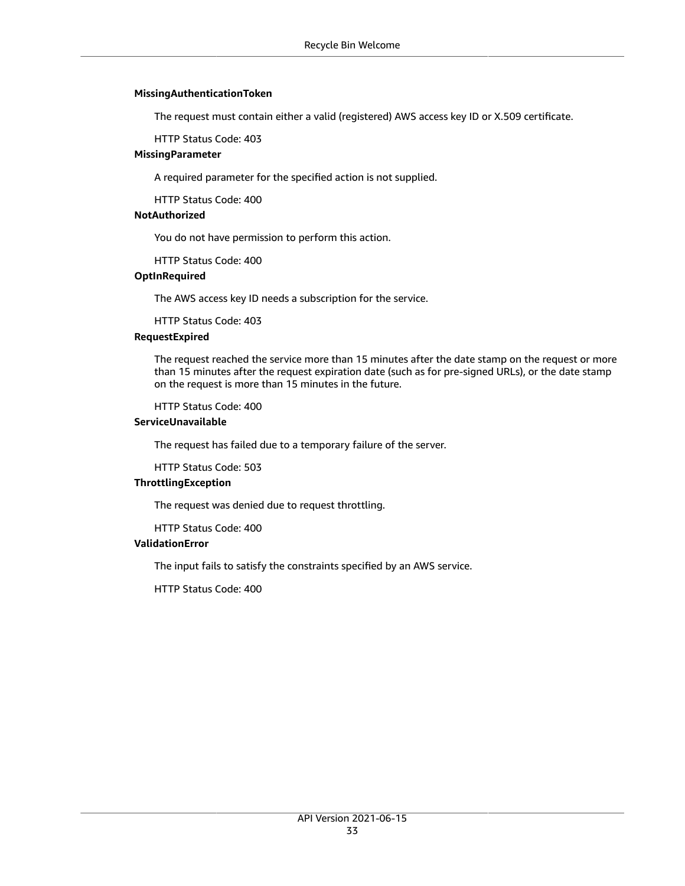**MissingAuthenticationToken**

The request must contain either a valid (registered) AWS access key ID or X.509 certificate.

HTTP Status Code: 403

**MissingParameter**

A required parameter for the specified action is not supplied.

HTTP Status Code: 400

**NotAuthorized**

You do not have permission to perform this action.

HTTP Status Code: 400

**OptInRequired**

The AWS access key ID needs a subscription for the service.

HTTP Status Code: 403

**RequestExpired**

The request reached the service more than 15 minutes after the date stamp on the request or more than 15 minutes after the request expiration date (such as for pre-signed URLs), or the date stamp on the request is more than 15 minutes in the future.

HTTP Status Code: 400

**ServiceUnavailable**

The request has failed due to a temporary failure of the server.

HTTP Status Code: 503

**ThrottlingException**

The request was denied due to request throttling.

HTTP Status Code: 400

**ValidationError**

The input fails to satisfy the constraints specified by an AWS service.

HTTP Status Code: 400